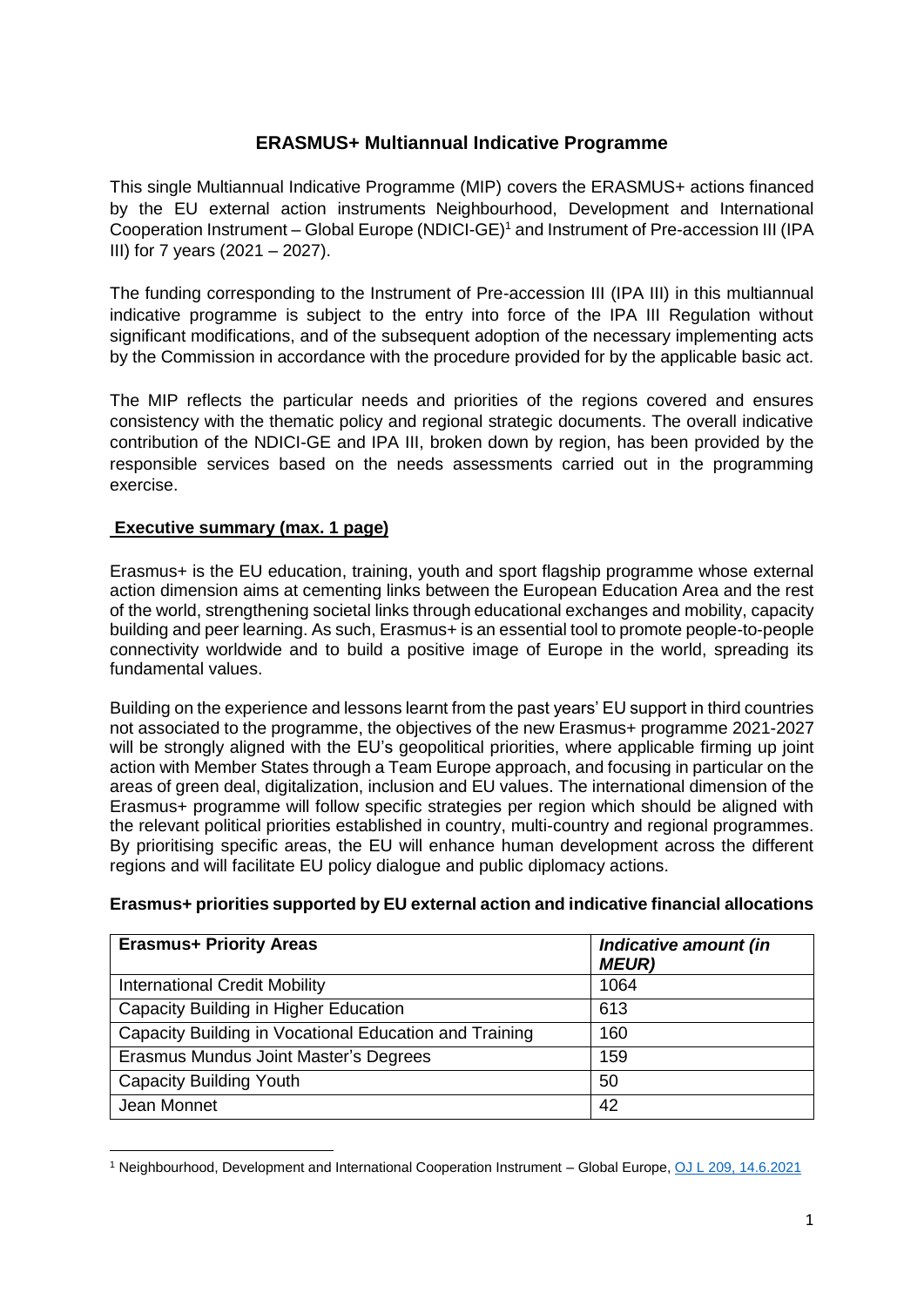# ERASMUS+ Multiannual Indicative Programme

This single Multiannual Indicative Programme (MIP) covers the ERASMUS+ actions financed by the EU external action instruments Neighbourhood, Development and International Cooperation Instrument – Global Europe (NDICI-GE)[1] and Instrument of Pre-accession III (IPA III) for 7 years (2021 – 2027).

The funding corresponding to the Instrument of Pre-accession III (IPA III) in this multiannual indicative programme is subject to the entry into force of the IPA III Regulation without significant modifications, and of the subsequent adoption of the necessary implementing acts by the Commission in accordance with the procedure provided for by the applicable basic act.

The MIP reflects the particular needs and priorities of the regions covered and ensures consistency with the thematic policy and regional strategic documents. The overall indicative contribution of the NDICI-GE and IPA III, broken down by region, has been provided by the responsible services based on the needs assessments carried out in the programming exercise.

## Executive summary (max. 1 page)

Erasmus+ is the EU education, training, youth and sport flagship programme whose external action dimension aims at cementing links between the European Education Area and the rest of the world, strengthening societal links through educational exchanges and mobility, capacity building and peer learning. As such, Erasmus+ is an essential tool to promote people-to-people connectivity worldwide and to build a positive image of Europe in the world, spreading its fundamental values.

Building on the experience and lessons learnt from the past years' EU support in third countries not associated to the programme, the objectives of the new Erasmus+ programme 2021-2027 will be strongly aligned with the EU's geopolitical priorities, where applicable firming up joint action with Member States through a Team Europe approach, and focusing in particular on the areas of green deal, digitalization, inclusion and EU values. The international dimension of the Erasmus+ programme will follow specific strategies per region which should be aligned with the relevant political priorities established in country, multi-country and regional programmes. By prioritising specific areas, the EU will enhance human development across the different regions and will facilitate EU policy dialogue and public diplomacy actions.

**Erasmus+ priorities supported by EU external action and indicative financial allocations**

| **Erasmus+ Priority Areas** | ***Indicative amount (in MEUR)*** |
|---|---|
| International Credit Mobility | 1064 |
| Capacity Building in Higher Education | 613 |
| Capacity Building in Vocational Education and Training | 160 |
| Erasmus Mundus Joint Master's Degrees | 159 |
| Capacity Building Youth | 50 |
| Jean Monnet | 42 |

[1] Neighbourhood, Development and International Cooperation Instrument – Global Europe, OJ L 209, 14.6.2021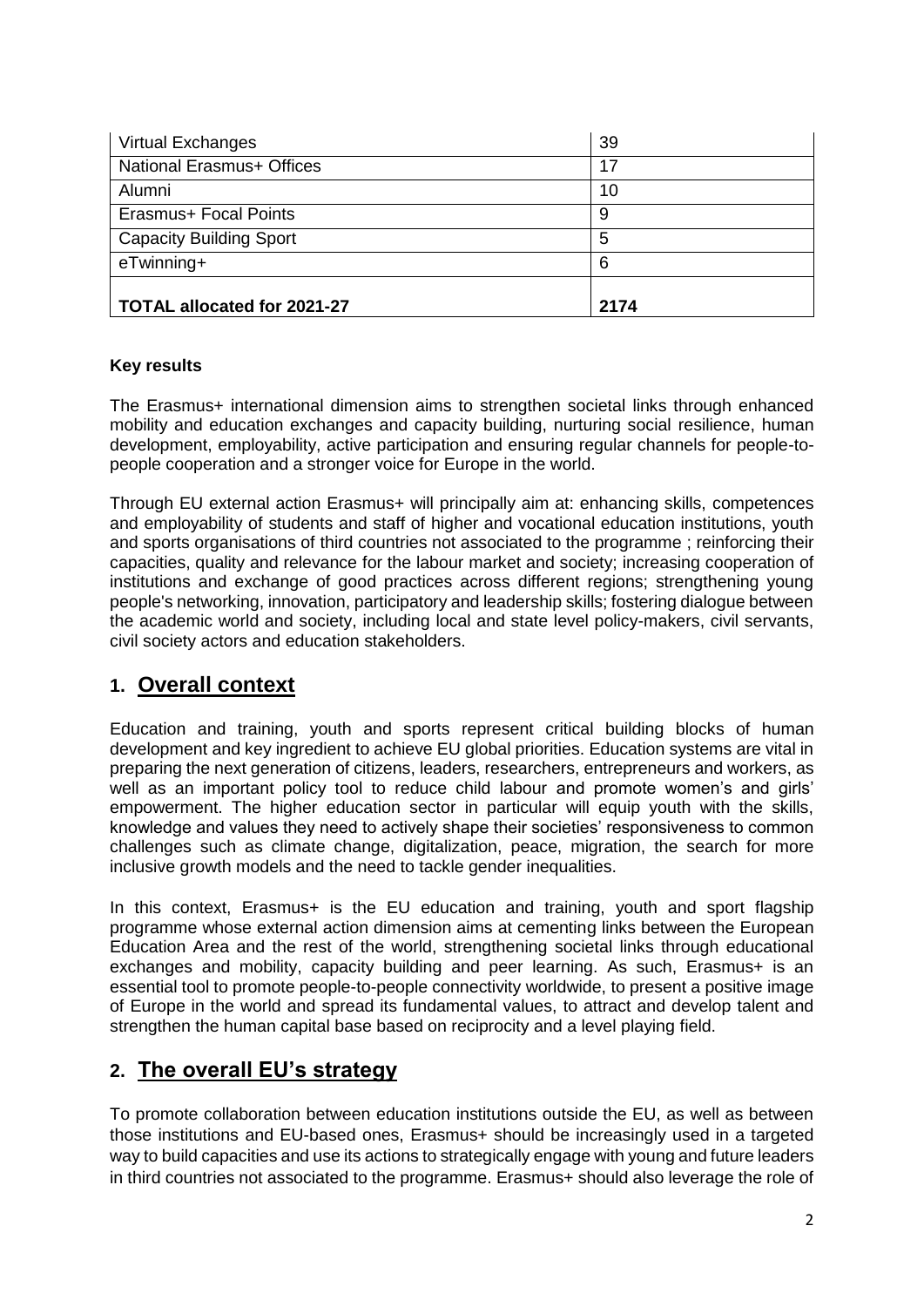| Virtual Exchanges | 39 |
| --- | --- |
| National Erasmus+ Offices | 17 |
| Alumni | 10 |
| Erasmus+ Focal Points | 9 |
| Capacity Building Sport | 5 |
| eTwinning+ | 6 |
| **TOTAL allocated for 2021-27** | **2174** |

**Key results**

The Erasmus+ international dimension aims to strengthen societal links through enhanced mobility and education exchanges and capacity building, nurturing social resilience, human development, employability, active participation and ensuring regular channels for people-to-people cooperation and a stronger voice for Europe in the world.

Through EU external action Erasmus+ will principally aim at: enhancing skills, competences and employability of students and staff of higher and vocational education institutions, youth and sports organisations of third countries not associated to the programme ; reinforcing their capacities, quality and relevance for the labour market and society; increasing cooperation of institutions and exchange of good practices across different regions; strengthening young people's networking, innovation, participatory and leadership skills; fostering dialogue between the academic world and society, including local and state level policy-makers, civil servants, civil society actors and education stakeholders.

## 1. Overall context

Education and training, youth and sports represent critical building blocks of human development and key ingredient to achieve EU global priorities. Education systems are vital in preparing the next generation of citizens, leaders, researchers, entrepreneurs and workers, as well as an important policy tool to reduce child labour and promote women's and girls' empowerment. The higher education sector in particular will equip youth with the skills, knowledge and values they need to actively shape their societies' responsiveness to common challenges such as climate change, digitalization, peace, migration, the search for more inclusive growth models and the need to tackle gender inequalities.

In this context, Erasmus+ is the EU education and training, youth and sport flagship programme whose external action dimension aims at cementing links between the European Education Area and the rest of the world, strengthening societal links through educational exchanges and mobility, capacity building and peer learning. As such, Erasmus+ is an essential tool to promote people-to-people connectivity worldwide, to present a positive image of Europe in the world and spread its fundamental values, to attract and develop talent and strengthen the human capital base based on reciprocity and a level playing field.

## 2. The overall EU's strategy

To promote collaboration between education institutions outside the EU, as well as between those institutions and EU-based ones, Erasmus+ should be increasingly used in a targeted way to build capacities and use its actions to strategically engage with young and future leaders in third countries not associated to the programme. Erasmus+ should also leverage the role of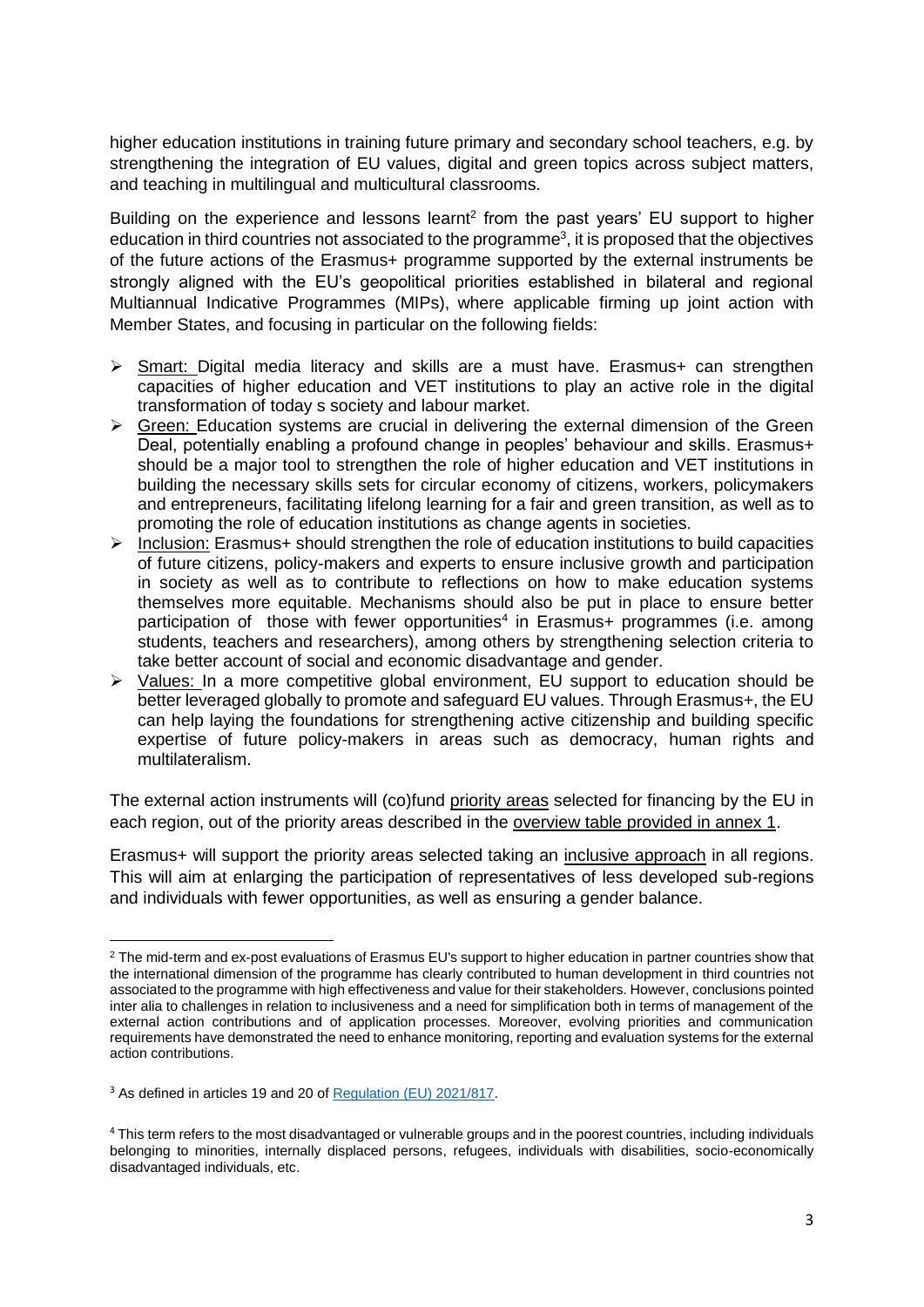higher education institutions in training future primary and secondary school teachers, e.g. by strengthening the integration of EU values, digital and green topics across subject matters, and teaching in multilingual and multicultural classrooms.

Building on the experience and lessons learnt[2] from the past years' EU support to higher education in third countries not associated to the programme[3], it is proposed that the objectives of the future actions of the Erasmus+ programme supported by the external instruments be strongly aligned with the EU's geopolitical priorities established in bilateral and regional Multiannual Indicative Programmes (MIPs), where applicable firming up joint action with Member States, and focusing in particular on the following fields:

- Smart: Digital media literacy and skills are a must have. Erasmus+ can strengthen capacities of higher education and VET institutions to play an active role in the digital transformation of today s society and labour market.
- Green: Education systems are crucial in delivering the external dimension of the Green Deal, potentially enabling a profound change in peoples' behaviour and skills. Erasmus+ should be a major tool to strengthen the role of higher education and VET institutions in building the necessary skills sets for circular economy of citizens, workers, policymakers and entrepreneurs, facilitating lifelong learning for a fair and green transition, as well as to promoting the role of education institutions as change agents in societies.
- Inclusion: Erasmus+ should strengthen the role of education institutions to build capacities of future citizens, policy-makers and experts to ensure inclusive growth and participation in society as well as to contribute to reflections on how to make education systems themselves more equitable. Mechanisms should also be put in place to ensure better participation of those with fewer opportunities[4] in Erasmus+ programmes (i.e. among students, teachers and researchers), among others by strengthening selection criteria to take better account of social and economic disadvantage and gender.
- Values: In a more competitive global environment, EU support to education should be better leveraged globally to promote and safeguard EU values. Through Erasmus+, the EU can help laying the foundations for strengthening active citizenship and building specific expertise of future policy-makers in areas such as democracy, human rights and multilateralism.

The external action instruments will (co)fund priority areas selected for financing by the EU in each region, out of the priority areas described in the overview table provided in annex 1.

Erasmus+ will support the priority areas selected taking an inclusive approach in all regions. This will aim at enlarging the participation of representatives of less developed sub-regions and individuals with fewer opportunities, as well as ensuring a gender balance.

---

[2] The mid-term and ex-post evaluations of Erasmus EU's support to higher education in partner countries show that the international dimension of the programme has clearly contributed to human development in third countries not associated to the programme with high effectiveness and value for their stakeholders. However, conclusions pointed inter alia to challenges in relation to inclusiveness and a need for simplification both in terms of management of the external action contributions and of application processes. Moreover, evolving priorities and communication requirements have demonstrated the need to enhance monitoring, reporting and evaluation systems for the external action contributions.

[3] As defined in articles 19 and 20 of Regulation (EU) 2021/817.

[4] This term refers to the most disadvantaged or vulnerable groups and in the poorest countries, including individuals belonging to minorities, internally displaced persons, refugees, individuals with disabilities, socio-economically disadvantaged individuals, etc.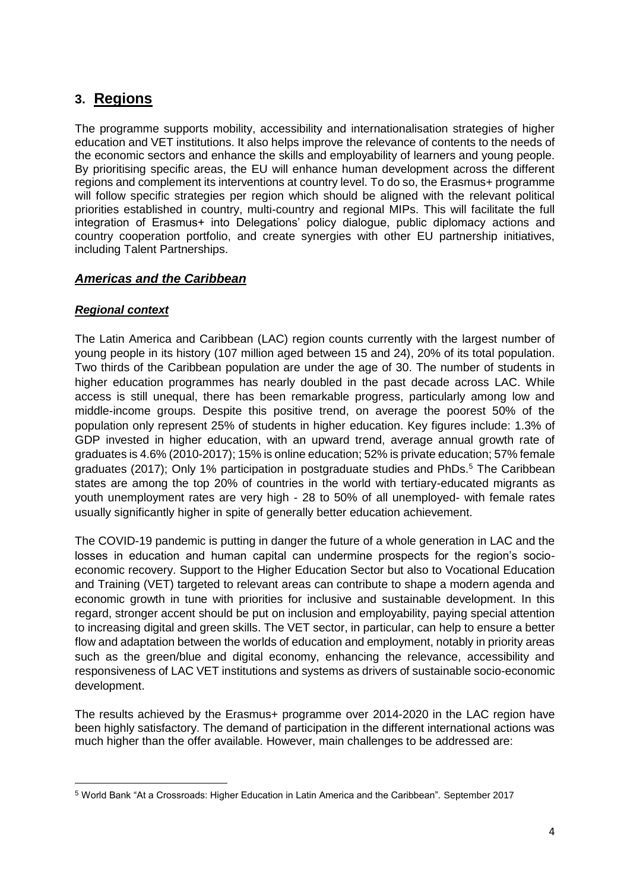## 3. Regions

The programme supports mobility, accessibility and internationalisation strategies of higher education and VET institutions. It also helps improve the relevance of contents to the needs of the economic sectors and enhance the skills and employability of learners and young people. By prioritising specific areas, the EU will enhance human development across the different regions and complement its interventions at country level. To do so, the Erasmus+ programme will follow specific strategies per region which should be aligned with the relevant political priorities established in country, multi-country and regional MIPs. This will facilitate the full integration of Erasmus+ into Delegations' policy dialogue, public diplomacy actions and country cooperation portfolio, and create synergies with other EU partnership initiatives, including Talent Partnerships.

### ***Americas and the Caribbean***

#### ***Regional context***

The Latin America and Caribbean (LAC) region counts currently with the largest number of young people in its history (107 million aged between 15 and 24), 20% of its total population. Two thirds of the Caribbean population are under the age of 30. The number of students in higher education programmes has nearly doubled in the past decade across LAC. While access is still unequal, there has been remarkable progress, particularly among low and middle-income groups. Despite this positive trend, on average the poorest 50% of the population only represent 25% of students in higher education. Key figures include: 1.3% of GDP invested in higher education, with an upward trend, average annual growth rate of graduates is 4.6% (2010-2017); 15% is online education; 52% is private education; 57% female graduates (2017); Only 1% participation in postgraduate studies and PhDs.[5] The Caribbean states are among the top 20% of countries in the world with tertiary-educated migrants as youth unemployment rates are very high - 28 to 50% of all unemployed- with female rates usually significantly higher in spite of generally better education achievement.

The COVID-19 pandemic is putting in danger the future of a whole generation in LAC and the losses in education and human capital can undermine prospects for the region's socio-economic recovery. Support to the Higher Education Sector but also to Vocational Education and Training (VET) targeted to relevant areas can contribute to shape a modern agenda and economic growth in tune with priorities for inclusive and sustainable development. In this regard, stronger accent should be put on inclusion and employability, paying special attention to increasing digital and green skills. The VET sector, in particular, can help to ensure a better flow and adaptation between the worlds of education and employment, notably in priority areas such as the green/blue and digital economy, enhancing the relevance, accessibility and responsiveness of LAC VET institutions and systems as drivers of sustainable socio-economic development.

The results achieved by the Erasmus+ programme over 2014-2020 in the LAC region have been highly satisfactory. The demand of participation in the different international actions was much higher than the offer available. However, main challenges to be addressed are:

---

[5] World Bank "At a Crossroads: Higher Education in Latin America and the Caribbean". September 2017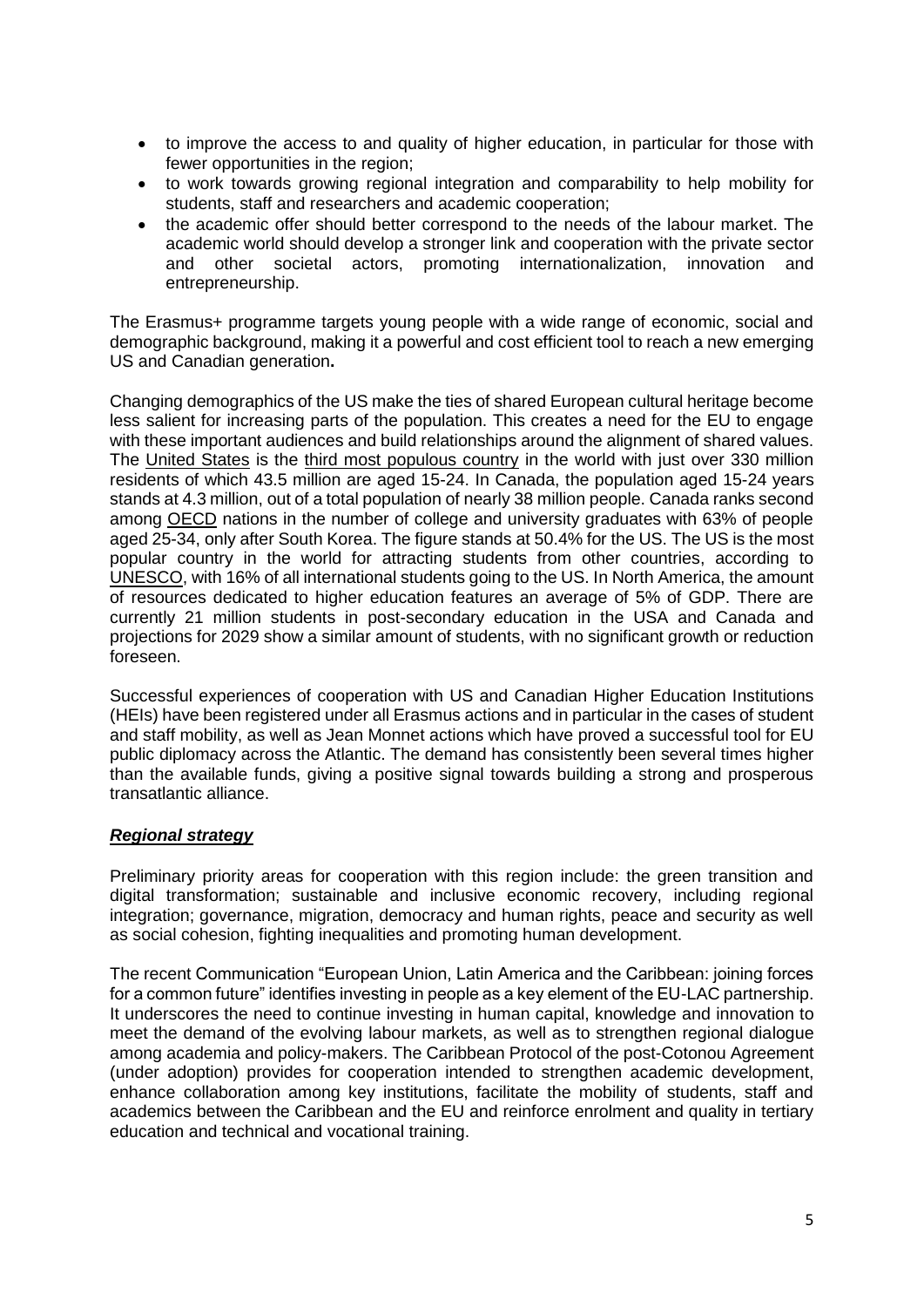- to improve the access to and quality of higher education, in particular for those with fewer opportunities in the region;
- to work towards growing regional integration and comparability to help mobility for students, staff and researchers and academic cooperation;
- the academic offer should better correspond to the needs of the labour market. The academic world should develop a stronger link and cooperation with the private sector and other societal actors, promoting internationalization, innovation and entrepreneurship.

The Erasmus+ programme targets young people with a wide range of economic, social and demographic background, making it a powerful and cost efficient tool to reach a new emerging US and Canadian generation**.**

Changing demographics of the US make the ties of shared European cultural heritage become less salient for increasing parts of the population. This creates a need for the EU to engage with these important audiences and build relationships around the alignment of shared values. The United States is the third most populous country in the world with just over 330 million residents of which 43.5 million are aged 15-24. In Canada, the population aged 15-24 years stands at 4.3 million, out of a total population of nearly 38 million people. Canada ranks second among OECD nations in the number of college and university graduates with 63% of people aged 25-34, only after South Korea. The figure stands at 50.4% for the US. The US is the most popular country in the world for attracting students from other countries, according to UNESCO, with 16% of all international students going to the US. In North America, the amount of resources dedicated to higher education features an average of 5% of GDP. There are currently 21 million students in post-secondary education in the USA and Canada and projections for 2029 show a similar amount of students, with no significant growth or reduction foreseen.

Successful experiences of cooperation with US and Canadian Higher Education Institutions (HEIs) have been registered under all Erasmus actions and in particular in the cases of student and staff mobility, as well as Jean Monnet actions which have proved a successful tool for EU public diplomacy across the Atlantic. The demand has consistently been several times higher than the available funds, giving a positive signal towards building a strong and prosperous transatlantic alliance.

### ***Regional strategy***

Preliminary priority areas for cooperation with this region include: the green transition and digital transformation; sustainable and inclusive economic recovery, including regional integration; governance, migration, democracy and human rights, peace and security as well as social cohesion, fighting inequalities and promoting human development.

The recent Communication "European Union, Latin America and the Caribbean: joining forces for a common future" identifies investing in people as a key element of the EU-LAC partnership. It underscores the need to continue investing in human capital, knowledge and innovation to meet the demand of the evolving labour markets, as well as to strengthen regional dialogue among academia and policy-makers. The Caribbean Protocol of the post-Cotonou Agreement (under adoption) provides for cooperation intended to strengthen academic development, enhance collaboration among key institutions, facilitate the mobility of students, staff and academics between the Caribbean and the EU and reinforce enrolment and quality in tertiary education and technical and vocational training.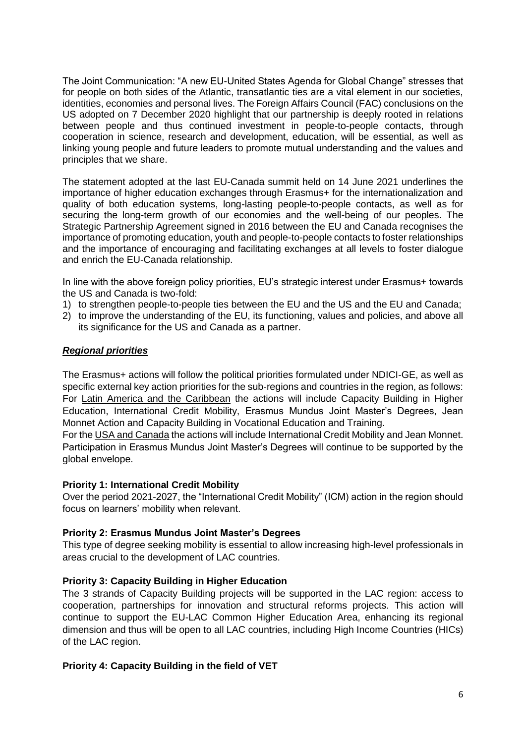The Joint Communication: "A new EU-United States Agenda for Global Change" stresses that for people on both sides of the Atlantic, transatlantic ties are a vital element in our societies, identities, economies and personal lives. The Foreign Affairs Council (FAC) conclusions on the US adopted on 7 December 2020 highlight that our partnership is deeply rooted in relations between people and thus continued investment in people-to-people contacts, through cooperation in science, research and development, education, will be essential, as well as linking young people and future leaders to promote mutual understanding and the values and principles that we share.

The statement adopted at the last EU-Canada summit held on 14 June 2021 underlines the importance of higher education exchanges through Erasmus+ for the internationalization and quality of both education systems, long-lasting people-to-people contacts, as well as for securing the long-term growth of our economies and the well-being of our peoples. The Strategic Partnership Agreement signed in 2016 between the EU and Canada recognises the importance of promoting education, youth and people-to-people contacts to foster relationships and the importance of encouraging and facilitating exchanges at all levels to foster dialogue and enrich the EU-Canada relationship.

In line with the above foreign policy priorities, EU's strategic interest under Erasmus+ towards the US and Canada is two-fold:

1) to strengthen people-to-people ties between the EU and the US and the EU and Canada;
2) to improve the understanding of the EU, its functioning, values and policies, and above all its significance for the US and Canada as a partner.

***Regional priorities***

The Erasmus+ actions will follow the political priorities formulated under NDICI-GE, as well as specific external key action priorities for the sub-regions and countries in the region, as follows: For Latin America and the Caribbean the actions will include Capacity Building in Higher Education, International Credit Mobility, Erasmus Mundus Joint Master's Degrees, Jean Monnet Action and Capacity Building in Vocational Education and Training.

For the USA and Canada the actions will include International Credit Mobility and Jean Monnet. Participation in Erasmus Mundus Joint Master's Degrees will continue to be supported by the global envelope.

**Priority 1: International Credit Mobility**

Over the period 2021-2027, the "International Credit Mobility" (ICM) action in the region should focus on learners' mobility when relevant.

**Priority 2: Erasmus Mundus Joint Master's Degrees**

This type of degree seeking mobility is essential to allow increasing high-level professionals in areas crucial to the development of LAC countries.

**Priority 3: Capacity Building in Higher Education**

The 3 strands of Capacity Building projects will be supported in the LAC region: access to cooperation, partnerships for innovation and structural reforms projects. This action will continue to support the EU-LAC Common Higher Education Area, enhancing its regional dimension and thus will be open to all LAC countries, including High Income Countries (HICs) of the LAC region.

**Priority 4: Capacity Building in the field of VET**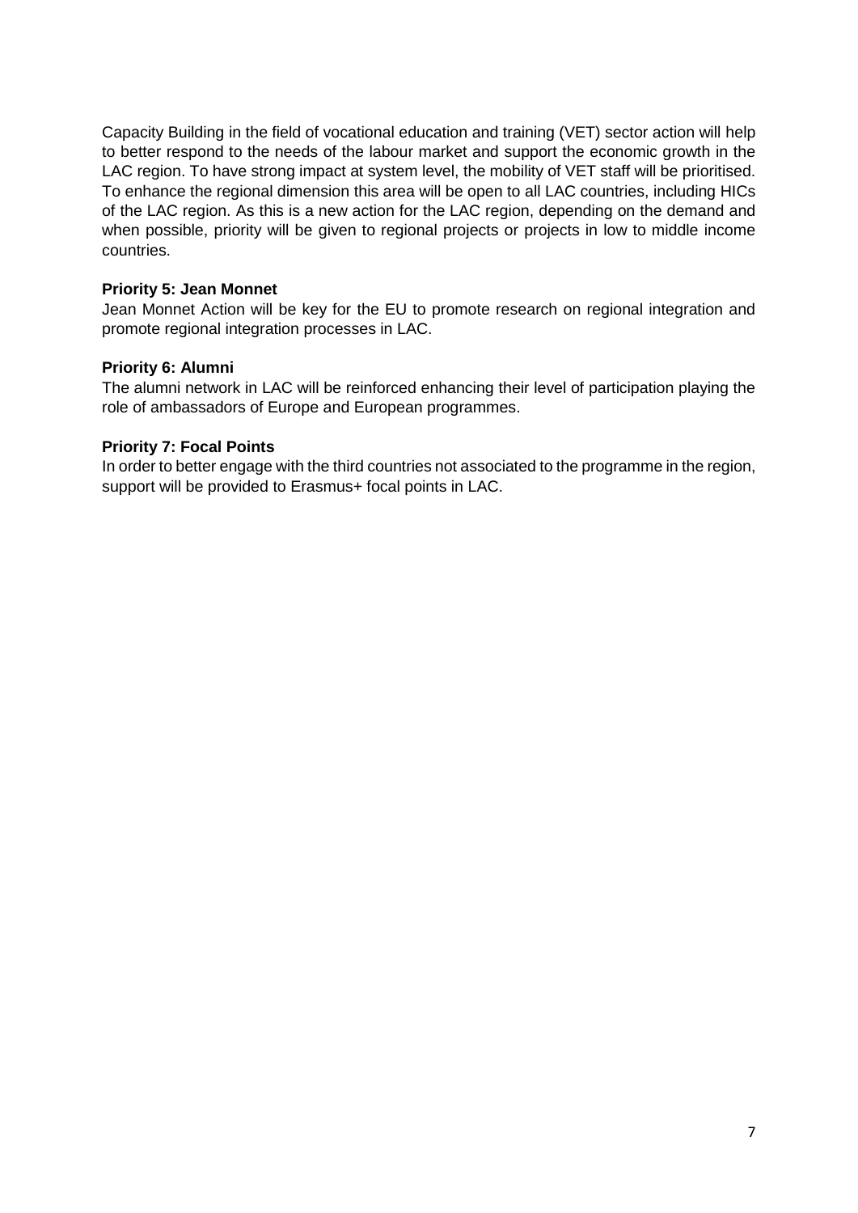Capacity Building in the field of vocational education and training (VET) sector action will help to better respond to the needs of the labour market and support the economic growth in the LAC region. To have strong impact at system level, the mobility of VET staff will be prioritised. To enhance the regional dimension this area will be open to all LAC countries, including HICs of the LAC region. As this is a new action for the LAC region, depending on the demand and when possible, priority will be given to regional projects or projects in low to middle income countries.

**Priority 5: Jean Monnet**

Jean Monnet Action will be key for the EU to promote research on regional integration and promote regional integration processes in LAC.

**Priority 6: Alumni**

The alumni network in LAC will be reinforced enhancing their level of participation playing the role of ambassadors of Europe and European programmes.

**Priority 7: Focal Points**

In order to better engage with the third countries not associated to the programme in the region, support will be provided to Erasmus+ focal points in LAC.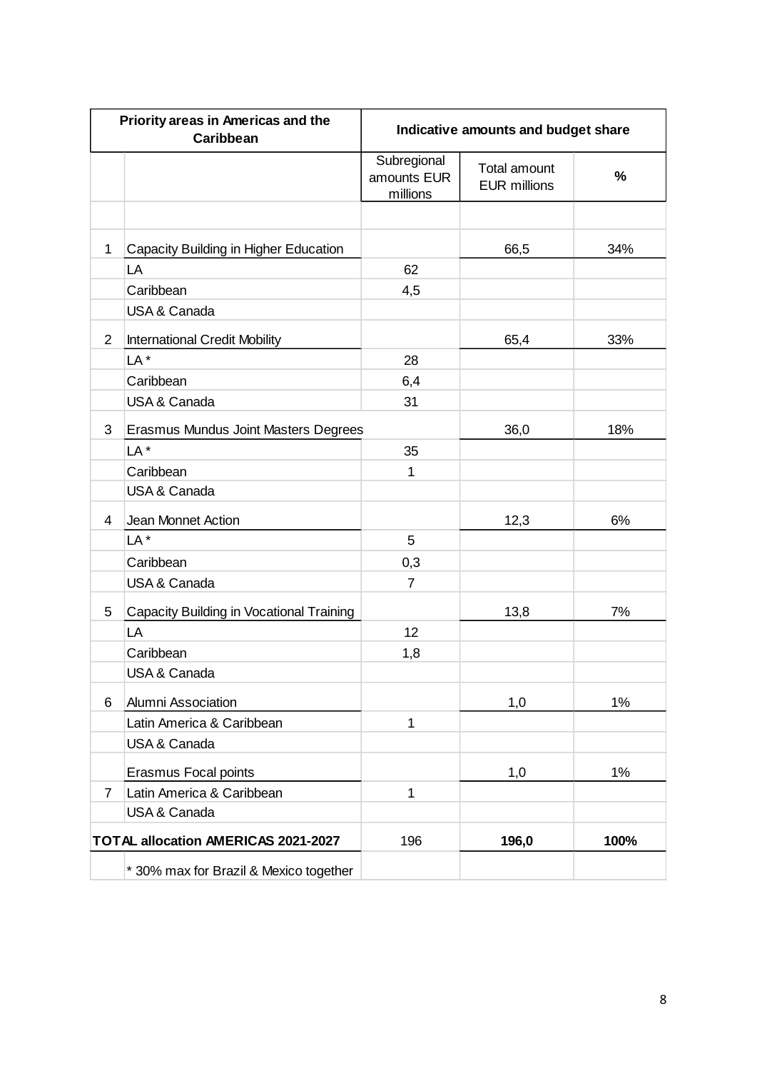| Priority areas in Americas and the Caribbean | | Indicative amounts and budget share | | |
|---|---|---|---|---|
| | | Subregional amounts EUR millions | Total amount EUR millions | % |
| | | | | |
| 1 | Capacity Building in Higher Education | | 66,5 | 34% |
| | LA | 62 | | |
| | Caribbean | 4,5 | | |
| | USA & Canada | | | |
| 2 | International Credit Mobility | | 65,4 | 33% |
| | LA * | 28 | | |
| | Caribbean | 6,4 | | |
| | USA & Canada | 31 | | |
| 3 | Erasmus Mundus Joint Masters Degrees | | 36,0 | 18% |
| | LA * | 35 | | |
| | Caribbean | 1 | | |
| | USA & Canada | | | |
| 4 | Jean Monnet Action | | 12,3 | 6% |
| | LA * | 5 | | |
| | Caribbean | 0,3 | | |
| | USA & Canada | 7 | | |
| 5 | Capacity Building in Vocational Training | | 13,8 | 7% |
| | LA | 12 | | |
| | Caribbean | 1,8 | | |
| | USA & Canada | | | |
| 6 | Alumni Association | | 1,0 | 1% |
| | Latin America & Caribbean | 1 | | |
| | USA & Canada | | | |
| | Erasmus Focal points | | 1,0 | 1% |
| 7 | Latin America & Caribbean | 1 | | |
| | USA & Canada | | | |
| **TOTAL allocation AMERICAS 2021-2027** | | 196 | **196,0** | **100%** |
| | * 30% max for Brazil & Mexico together | | | |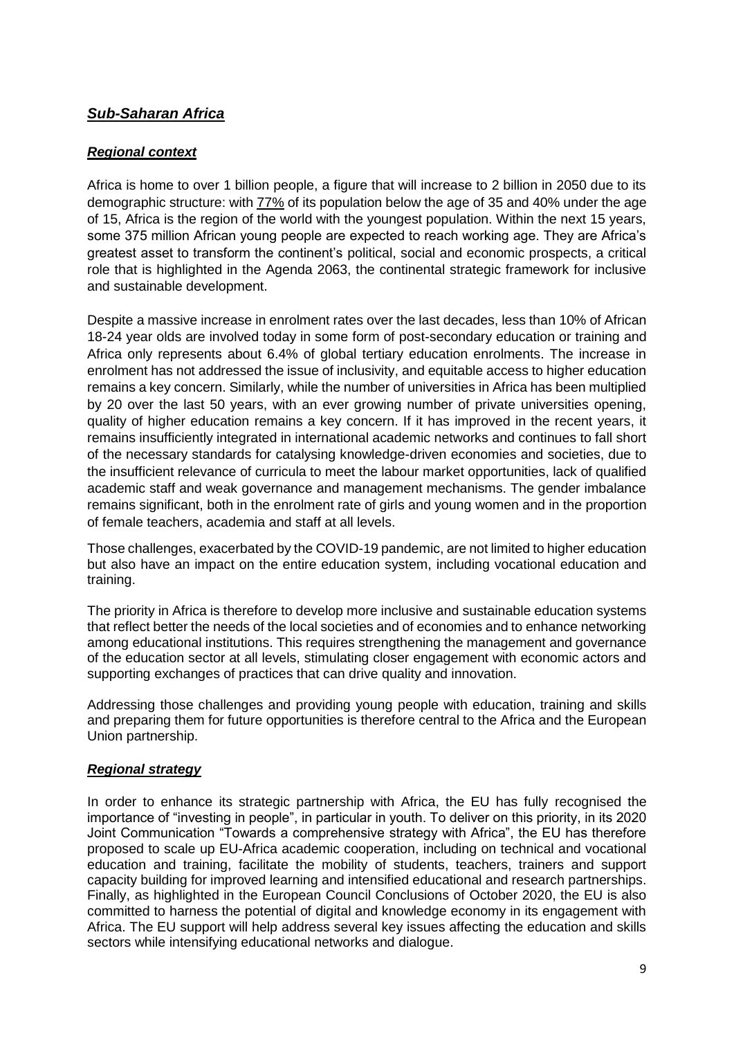## ***Sub-Saharan Africa***

### ***Regional context***

Africa is home to over 1 billion people, a figure that will increase to 2 billion in 2050 due to its demographic structure: with 77% of its population below the age of 35 and 40% under the age of 15, Africa is the region of the world with the youngest population. Within the next 15 years, some 375 million African young people are expected to reach working age. They are Africa's greatest asset to transform the continent's political, social and economic prospects, a critical role that is highlighted in the Agenda 2063, the continental strategic framework for inclusive and sustainable development.

Despite a massive increase in enrolment rates over the last decades, less than 10% of African 18-24 year olds are involved today in some form of post-secondary education or training and Africa only represents about 6.4% of global tertiary education enrolments. The increase in enrolment has not addressed the issue of inclusivity, and equitable access to higher education remains a key concern. Similarly, while the number of universities in Africa has been multiplied by 20 over the last 50 years, with an ever growing number of private universities opening, quality of higher education remains a key concern. If it has improved in the recent years, it remains insufficiently integrated in international academic networks and continues to fall short of the necessary standards for catalysing knowledge-driven economies and societies, due to the insufficient relevance of curricula to meet the labour market opportunities, lack of qualified academic staff and weak governance and management mechanisms. The gender imbalance remains significant, both in the enrolment rate of girls and young women and in the proportion of female teachers, academia and staff at all levels.

Those challenges, exacerbated by the COVID-19 pandemic, are not limited to higher education but also have an impact on the entire education system, including vocational education and training.

The priority in Africa is therefore to develop more inclusive and sustainable education systems that reflect better the needs of the local societies and of economies and to enhance networking among educational institutions. This requires strengthening the management and governance of the education sector at all levels, stimulating closer engagement with economic actors and supporting exchanges of practices that can drive quality and innovation.

Addressing those challenges and providing young people with education, training and skills and preparing them for future opportunities is therefore central to the Africa and the European Union partnership.

### ***Regional strategy***

In order to enhance its strategic partnership with Africa, the EU has fully recognised the importance of "investing in people", in particular in youth. To deliver on this priority, in its 2020 Joint Communication "Towards a comprehensive strategy with Africa", the EU has therefore proposed to scale up EU-Africa academic cooperation, including on technical and vocational education and training, facilitate the mobility of students, teachers, trainers and support capacity building for improved learning and intensified educational and research partnerships. Finally, as highlighted in the European Council Conclusions of October 2020, the EU is also committed to harness the potential of digital and knowledge economy in its engagement with Africa. The EU support will help address several key issues affecting the education and skills sectors while intensifying educational networks and dialogue.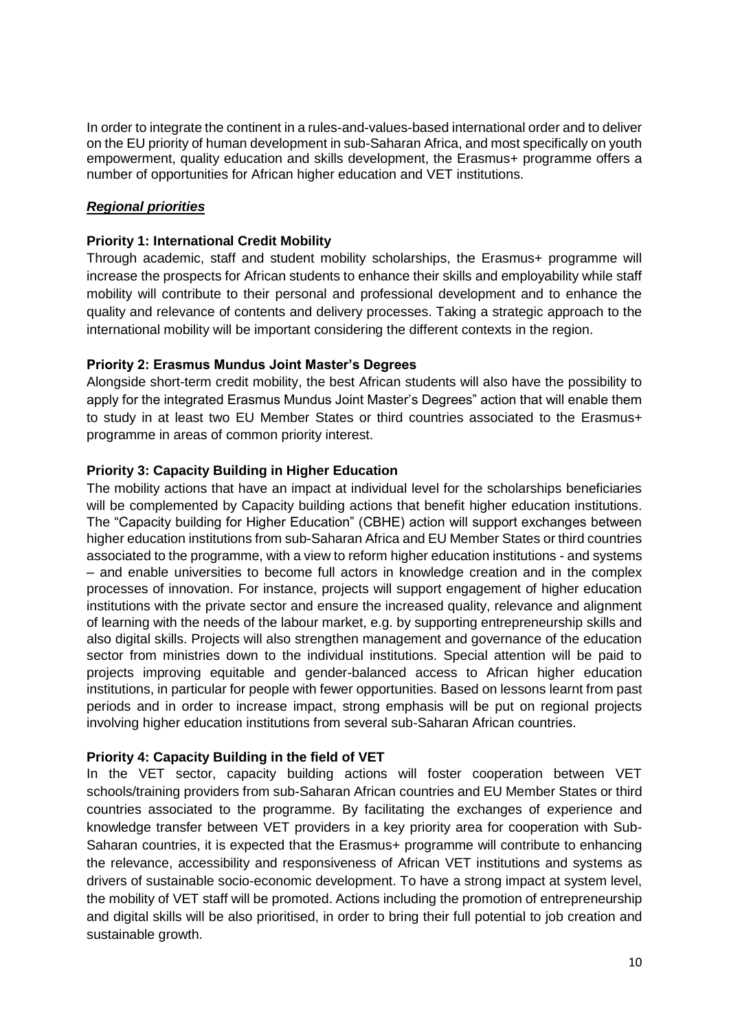In order to integrate the continent in a rules-and-values-based international order and to deliver on the EU priority of human development in sub-Saharan Africa, and most specifically on youth empowerment, quality education and skills development, the Erasmus+ programme offers a number of opportunities for African higher education and VET institutions.

***Regional priorities***

**Priority 1: International Credit Mobility**

Through academic, staff and student mobility scholarships, the Erasmus+ programme will increase the prospects for African students to enhance their skills and employability while staff mobility will contribute to their personal and professional development and to enhance the quality and relevance of contents and delivery processes. Taking a strategic approach to the international mobility will be important considering the different contexts in the region.

**Priority 2: Erasmus Mundus Joint Master's Degrees**

Alongside short-term credit mobility, the best African students will also have the possibility to apply for the integrated Erasmus Mundus Joint Master's Degrees" action that will enable them to study in at least two EU Member States or third countries associated to the Erasmus+ programme in areas of common priority interest.

**Priority 3: Capacity Building in Higher Education**

The mobility actions that have an impact at individual level for the scholarships beneficiaries will be complemented by Capacity building actions that benefit higher education institutions. The "Capacity building for Higher Education" (CBHE) action will support exchanges between higher education institutions from sub-Saharan Africa and EU Member States or third countries associated to the programme, with a view to reform higher education institutions - and systems – and enable universities to become full actors in knowledge creation and in the complex processes of innovation. For instance, projects will support engagement of higher education institutions with the private sector and ensure the increased quality, relevance and alignment of learning with the needs of the labour market, e.g. by supporting entrepreneurship skills and also digital skills. Projects will also strengthen management and governance of the education sector from ministries down to the individual institutions. Special attention will be paid to projects improving equitable and gender-balanced access to African higher education institutions, in particular for people with fewer opportunities. Based on lessons learnt from past periods and in order to increase impact, strong emphasis will be put on regional projects involving higher education institutions from several sub-Saharan African countries.

**Priority 4: Capacity Building in the field of VET**

In the VET sector, capacity building actions will foster cooperation between VET schools/training providers from sub-Saharan African countries and EU Member States or third countries associated to the programme. By facilitating the exchanges of experience and knowledge transfer between VET providers in a key priority area for cooperation with Sub-Saharan countries, it is expected that the Erasmus+ programme will contribute to enhancing the relevance, accessibility and responsiveness of African VET institutions and systems as drivers of sustainable socio-economic development. To have a strong impact at system level, the mobility of VET staff will be promoted. Actions including the promotion of entrepreneurship and digital skills will be also prioritised, in order to bring their full potential to job creation and sustainable growth.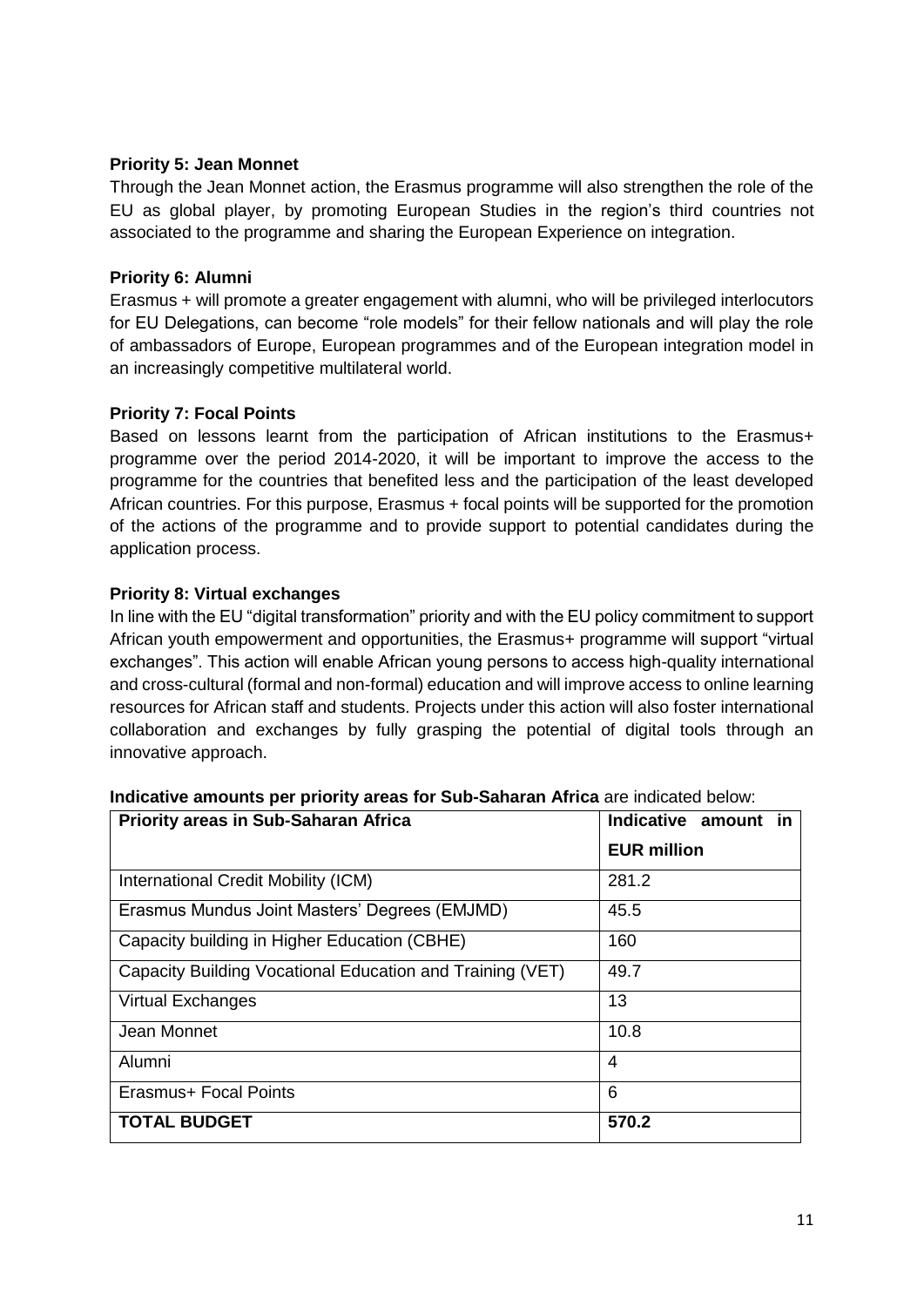**Priority 5: Jean Monnet**

Through the Jean Monnet action, the Erasmus programme will also strengthen the role of the EU as global player, by promoting European Studies in the region's third countries not associated to the programme and sharing the European Experience on integration.

**Priority 6: Alumni**

Erasmus + will promote a greater engagement with alumni, who will be privileged interlocutors for EU Delegations, can become "role models" for their fellow nationals and will play the role of ambassadors of Europe, European programmes and of the European integration model in an increasingly competitive multilateral world.

**Priority 7: Focal Points**

Based on lessons learnt from the participation of African institutions to the Erasmus+ programme over the period 2014-2020, it will be important to improve the access to the programme for the countries that benefited less and the participation of the least developed African countries. For this purpose, Erasmus + focal points will be supported for the promotion of the actions of the programme and to provide support to potential candidates during the application process.

**Priority 8: Virtual exchanges**

In line with the EU "digital transformation" priority and with the EU policy commitment to support African youth empowerment and opportunities, the Erasmus+ programme will support "virtual exchanges". This action will enable African young persons to access high-quality international and cross-cultural (formal and non-formal) education and will improve access to online learning resources for African staff and students. Projects under this action will also foster international collaboration and exchanges by fully grasping the potential of digital tools through an innovative approach.

**Indicative amounts per priority areas for Sub-Saharan Africa** are indicated below:

| **Priority areas in Sub-Saharan Africa** | **Indicative amount in EUR million** |
|---|---|
| International Credit Mobility (ICM) | 281.2 |
| Erasmus Mundus Joint Masters' Degrees (EMJMD) | 45.5 |
| Capacity building in Higher Education (CBHE) | 160 |
| Capacity Building Vocational Education and Training (VET) | 49.7 |
| Virtual Exchanges | 13 |
| Jean Monnet | 10.8 |
| Alumni | 4 |
| Erasmus+ Focal Points | 6 |
| **TOTAL BUDGET** | **570.2** |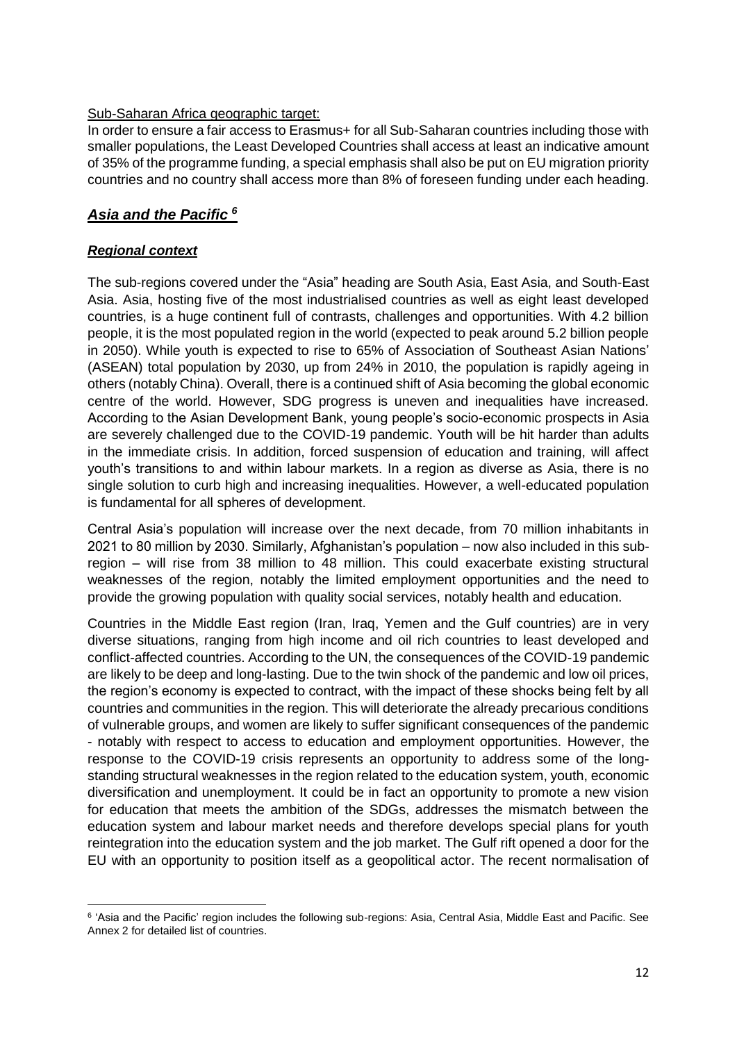Sub-Saharan Africa geographic target:

In order to ensure a fair access to Erasmus+ for all Sub-Saharan countries including those with smaller populations, the Least Developed Countries shall access at least an indicative amount of 35% of the programme funding, a special emphasis shall also be put on EU migration priority countries and no country shall access more than 8% of foreseen funding under each heading.

## *Asia and the Pacific* [6]

### *Regional context*

The sub-regions covered under the "Asia" heading are South Asia, East Asia, and South-East Asia. Asia, hosting five of the most industrialised countries as well as eight least developed countries, is a huge continent full of contrasts, challenges and opportunities. With 4.2 billion people, it is the most populated region in the world (expected to peak around 5.2 billion people in 2050). While youth is expected to rise to 65% of Association of Southeast Asian Nations' (ASEAN) total population by 2030, up from 24% in 2010, the population is rapidly ageing in others (notably China). Overall, there is a continued shift of Asia becoming the global economic centre of the world. However, SDG progress is uneven and inequalities have increased. According to the Asian Development Bank, young people's socio-economic prospects in Asia are severely challenged due to the COVID-19 pandemic. Youth will be hit harder than adults in the immediate crisis. In addition, forced suspension of education and training, will affect youth's transitions to and within labour markets. In a region as diverse as Asia, there is no single solution to curb high and increasing inequalities. However, a well-educated population is fundamental for all spheres of development.

Central Asia's population will increase over the next decade, from 70 million inhabitants in 2021 to 80 million by 2030. Similarly, Afghanistan's population – now also included in this sub-region – will rise from 38 million to 48 million. This could exacerbate existing structural weaknesses of the region, notably the limited employment opportunities and the need to provide the growing population with quality social services, notably health and education.

Countries in the Middle East region (Iran, Iraq, Yemen and the Gulf countries) are in very diverse situations, ranging from high income and oil rich countries to least developed and conflict-affected countries. According to the UN, the consequences of the COVID-19 pandemic are likely to be deep and long-lasting. Due to the twin shock of the pandemic and low oil prices, the region's economy is expected to contract, with the impact of these shocks being felt by all countries and communities in the region. This will deteriorate the already precarious conditions of vulnerable groups, and women are likely to suffer significant consequences of the pandemic - notably with respect to access to education and employment opportunities. However, the response to the COVID-19 crisis represents an opportunity to address some of the long-standing structural weaknesses in the region related to the education system, youth, economic diversification and unemployment. It could be in fact an opportunity to promote a new vision for education that meets the ambition of the SDGs, addresses the mismatch between the education system and labour market needs and therefore develops special plans for youth reintegration into the education system and the job market. The Gulf rift opened a door for the EU with an opportunity to position itself as a geopolitical actor. The recent normalisation of

---

[6] 'Asia and the Pacific' region includes the following sub-regions: Asia, Central Asia, Middle East and Pacific. See Annex 2 for detailed list of countries.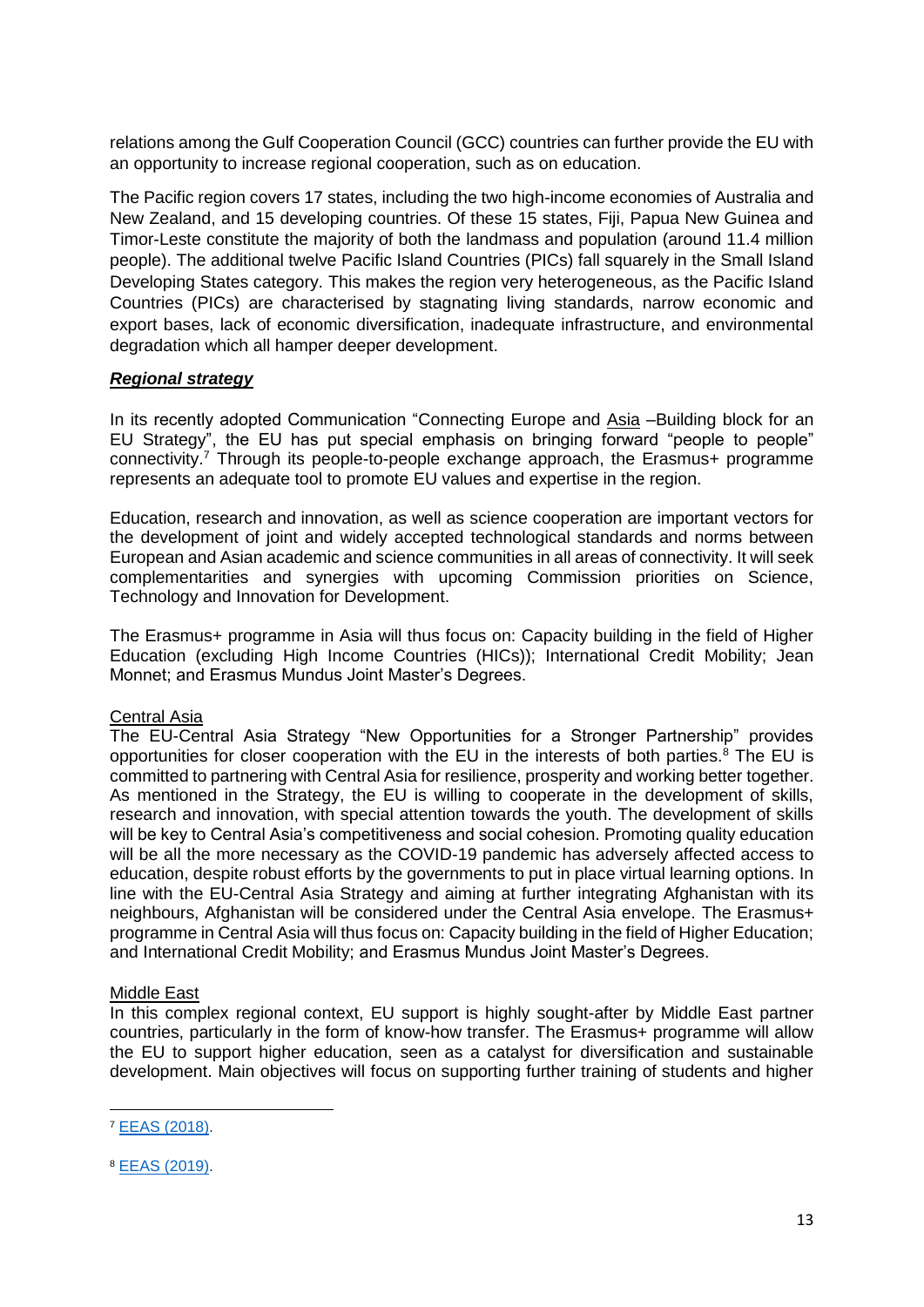relations among the Gulf Cooperation Council (GCC) countries can further provide the EU with an opportunity to increase regional cooperation, such as on education.

The Pacific region covers 17 states, including the two high-income economies of Australia and New Zealand, and 15 developing countries. Of these 15 states, Fiji, Papua New Guinea and Timor-Leste constitute the majority of both the landmass and population (around 11.4 million people). The additional twelve Pacific Island Countries (PICs) fall squarely in the Small Island Developing States category. This makes the region very heterogeneous, as the Pacific Island Countries (PICs) are characterised by stagnating living standards, narrow economic and export bases, lack of economic diversification, inadequate infrastructure, and environmental degradation which all hamper deeper development.

### ***Regional strategy***

In its recently adopted Communication "Connecting Europe and Asia –Building block for an EU Strategy", the EU has put special emphasis on bringing forward "people to people" connectivity.[7] Through its people-to-people exchange approach, the Erasmus+ programme represents an adequate tool to promote EU values and expertise in the region.

Education, research and innovation, as well as science cooperation are important vectors for the development of joint and widely accepted technological standards and norms between European and Asian academic and science communities in all areas of connectivity. It will seek complementarities and synergies with upcoming Commission priorities on Science, Technology and Innovation for Development.

The Erasmus+ programme in Asia will thus focus on: Capacity building in the field of Higher Education (excluding High Income Countries (HICs)); International Credit Mobility; Jean Monnet; and Erasmus Mundus Joint Master's Degrees.

#### Central Asia

The EU-Central Asia Strategy "New Opportunities for a Stronger Partnership" provides opportunities for closer cooperation with the EU in the interests of both parties.[8] The EU is committed to partnering with Central Asia for resilience, prosperity and working better together. As mentioned in the Strategy, the EU is willing to cooperate in the development of skills, research and innovation, with special attention towards the youth. The development of skills will be key to Central Asia's competitiveness and social cohesion. Promoting quality education will be all the more necessary as the COVID-19 pandemic has adversely affected access to education, despite robust efforts by the governments to put in place virtual learning options. In line with the EU-Central Asia Strategy and aiming at further integrating Afghanistan with its neighbours, Afghanistan will be considered under the Central Asia envelope. The Erasmus+ programme in Central Asia will thus focus on: Capacity building in the field of Higher Education; and International Credit Mobility; and Erasmus Mundus Joint Master's Degrees.

#### Middle East

In this complex regional context, EU support is highly sought-after by Middle East partner countries, particularly in the form of know-how transfer. The Erasmus+ programme will allow the EU to support higher education, seen as a catalyst for diversification and sustainable development. Main objectives will focus on supporting further training of students and higher

---

[7] EEAS (2018).

[8] EEAS (2019).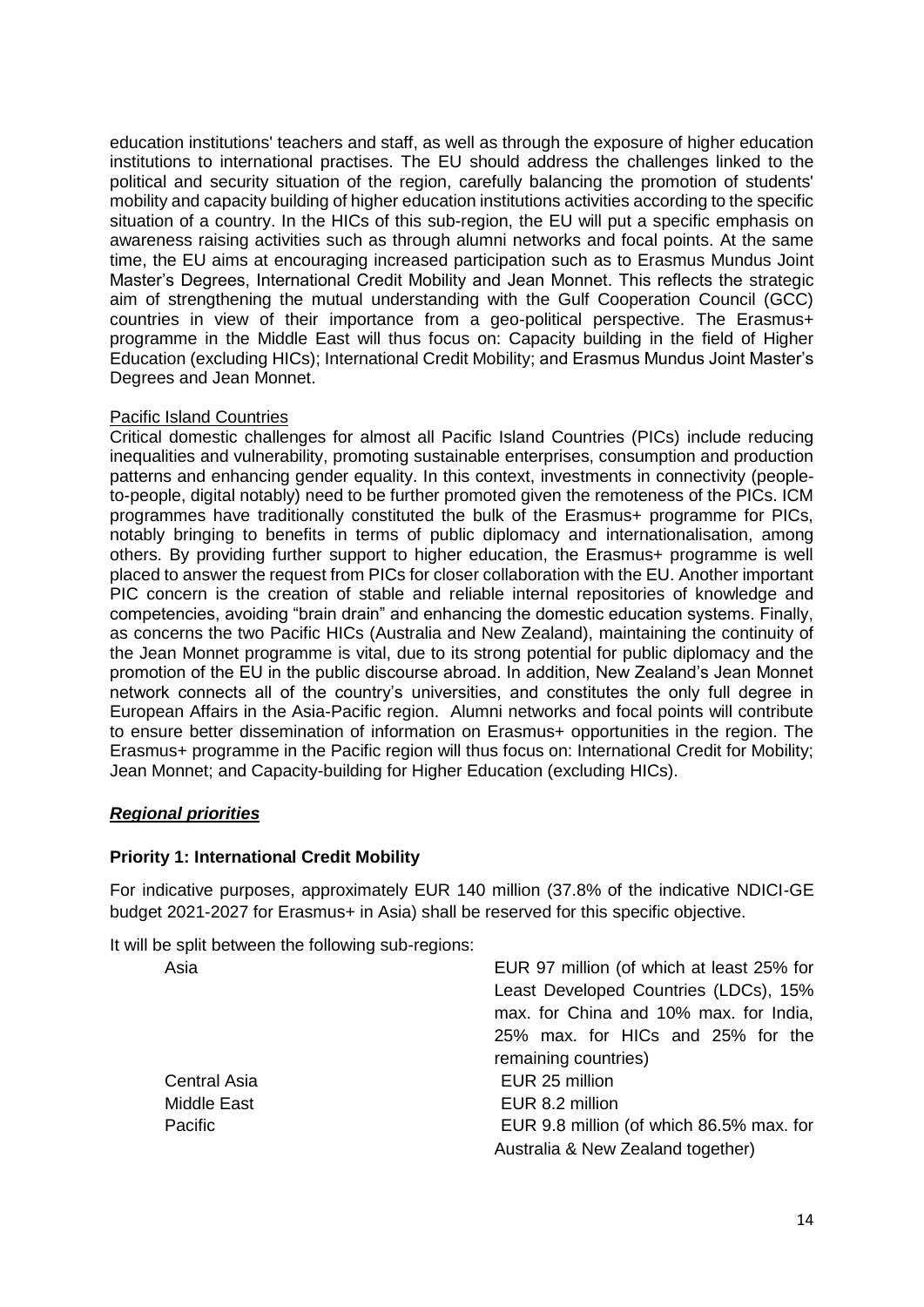education institutions' teachers and staff, as well as through the exposure of higher education institutions to international practises. The EU should address the challenges linked to the political and security situation of the region, carefully balancing the promotion of students' mobility and capacity building of higher education institutions activities according to the specific situation of a country. In the HICs of this sub-region, the EU will put a specific emphasis on awareness raising activities such as through alumni networks and focal points. At the same time, the EU aims at encouraging increased participation such as to Erasmus Mundus Joint Master's Degrees, International Credit Mobility and Jean Monnet. This reflects the strategic aim of strengthening the mutual understanding with the Gulf Cooperation Council (GCC) countries in view of their importance from a geo-political perspective. The Erasmus+ programme in the Middle East will thus focus on: Capacity building in the field of Higher Education (excluding HICs); International Credit Mobility; and Erasmus Mundus Joint Master's Degrees and Jean Monnet.

Pacific Island Countries

Critical domestic challenges for almost all Pacific Island Countries (PICs) include reducing inequalities and vulnerability, promoting sustainable enterprises, consumption and production patterns and enhancing gender equality. In this context, investments in connectivity (people-to-people, digital notably) need to be further promoted given the remoteness of the PICs. ICM programmes have traditionally constituted the bulk of the Erasmus+ programme for PICs, notably bringing to benefits in terms of public diplomacy and internationalisation, among others. By providing further support to higher education, the Erasmus+ programme is well placed to answer the request from PICs for closer collaboration with the EU. Another important PIC concern is the creation of stable and reliable internal repositories of knowledge and competencies, avoiding "brain drain" and enhancing the domestic education systems. Finally, as concerns the two Pacific HICs (Australia and New Zealand), maintaining the continuity of the Jean Monnet programme is vital, due to its strong potential for public diplomacy and the promotion of the EU in the public discourse abroad. In addition, New Zealand's Jean Monnet network connects all of the country's universities, and constitutes the only full degree in European Affairs in the Asia-Pacific region. Alumni networks and focal points will contribute to ensure better dissemination of information on Erasmus+ opportunities in the region. The Erasmus+ programme in the Pacific region will thus focus on: International Credit for Mobility; Jean Monnet; and Capacity-building for Higher Education (excluding HICs).

### *Regional priorities*

#### Priority 1: International Credit Mobility

For indicative purposes, approximately EUR 140 million (37.8% of the indicative NDICI-GE budget 2021-2027 for Erasmus+ in Asia) shall be reserved for this specific objective.

It will be split between the following sub-regions:

| | |
|---|---|
| Asia | EUR 97 million (of which at least 25% for Least Developed Countries (LDCs), 15% max. for China and 10% max. for India, 25% max. for HICs and 25% for the remaining countries) |
| Central Asia | EUR 25 million |
| Middle East | EUR 8.2 million |
| Pacific | EUR 9.8 million (of which 86.5% max. for Australia & New Zealand together) |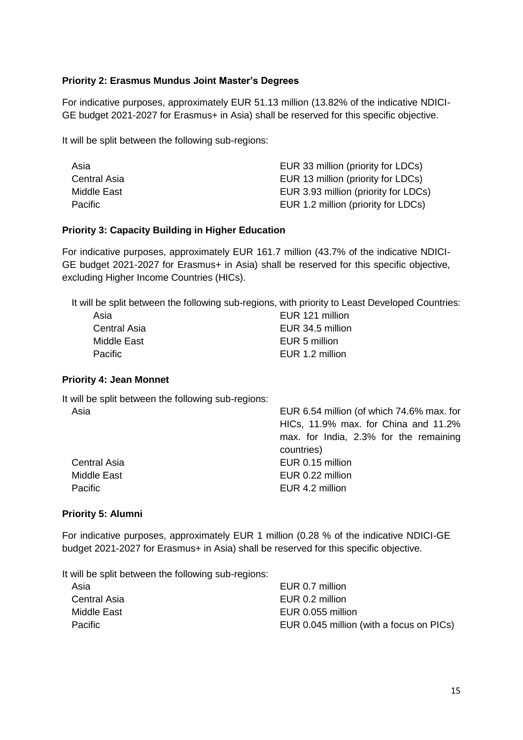**Priority 2: Erasmus Mundus Joint Master's Degrees**

For indicative purposes, approximately EUR 51.13 million (13.82% of the indicative NDICI-GE budget 2021-2027 for Erasmus+ in Asia) shall be reserved for this specific objective.

It will be split between the following sub-regions:

| | |
|---|---|
| Asia | EUR 33 million (priority for LDCs) |
| Central Asia | EUR 13 million (priority for LDCs) |
| Middle East | EUR 3.93 million (priority for LDCs) |
| Pacific | EUR 1.2 million (priority for LDCs) |

**Priority 3: Capacity Building in Higher Education**

For indicative purposes, approximately EUR 161.7 million (43.7% of the indicative NDICI-GE budget 2021-2027 for Erasmus+ in Asia) shall be reserved for this specific objective, excluding Higher Income Countries (HICs).

It will be split between the following sub-regions, with priority to Least Developed Countries:

| | |
|---|---|
| Asia | EUR 121 million |
| Central Asia | EUR 34.5 million |
| Middle East | EUR 5 million |
| Pacific | EUR 1.2 million |

**Priority 4: Jean Monnet**

It will be split between the following sub-regions:

| | |
|---|---|
| Asia | EUR 6.54 million (of which 74.6% max. for HICs, 11.9% max. for China and 11.2% max. for India, 2.3% for the remaining countries) |
| Central Asia | EUR 0.15 million |
| Middle East | EUR 0.22 million |
| Pacific | EUR 4.2 million |

**Priority 5: Alumni**

For indicative purposes, approximately EUR 1 million (0.28 % of the indicative NDICI-GE budget 2021-2027 for Erasmus+ in Asia) shall be reserved for this specific objective.

It will be split between the following sub-regions:

| | |
|---|---|
| Asia | EUR 0.7 million |
| Central Asia | EUR 0.2 million |
| Middle East | EUR 0.055 million |
| Pacific | EUR 0.045 million (with a focus on PICs) |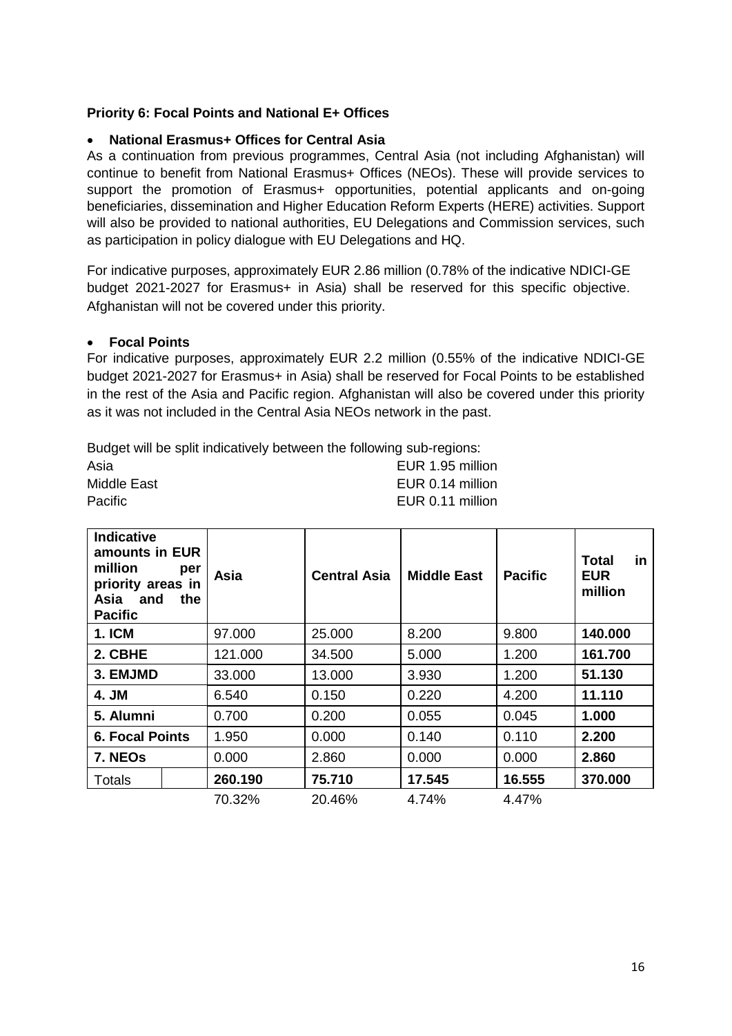**Priority 6: Focal Points and National E+ Offices**

- **National Erasmus+ Offices for Central Asia**

As a continuation from previous programmes, Central Asia (not including Afghanistan) will continue to benefit from National Erasmus+ Offices (NEOs). These will provide services to support the promotion of Erasmus+ opportunities, potential applicants and on-going beneficiaries, dissemination and Higher Education Reform Experts (HERE) activities. Support will also be provided to national authorities, EU Delegations and Commission services, such as participation in policy dialogue with EU Delegations and HQ.

For indicative purposes, approximately EUR 2.86 million (0.78% of the indicative NDICI-GE budget 2021-2027 for Erasmus+ in Asia) shall be reserved for this specific objective. Afghanistan will not be covered under this priority.

- **Focal Points**

For indicative purposes, approximately EUR 2.2 million (0.55% of the indicative NDICI-GE budget 2021-2027 for Erasmus+ in Asia) shall be reserved for Focal Points to be established in the rest of the Asia and Pacific region. Afghanistan will also be covered under this priority as it was not included in the Central Asia NEOs network in the past.

Budget will be split indicatively between the following sub-regions:

| | |
|---|---|
| Asia | EUR 1.95 million |
| Middle East | EUR 0.14 million |
| Pacific | EUR 0.11 million |

| **Indicative amounts in EUR million per priority areas in Asia and the Pacific** | **Asia** | **Central Asia** | **Middle East** | **Pacific** | **Total in EUR million** |
|---|---|---|---|---|---|
| **1. ICM** | 97.000 | 25.000 | 8.200 | 9.800 | **140.000** |
| **2. CBHE** | 121.000 | 34.500 | 5.000 | 1.200 | **161.700** |
| **3. EMJMD** | 33.000 | 13.000 | 3.930 | 1.200 | **51.130** |
| **4. JM** | 6.540 | 0.150 | 0.220 | 4.200 | **11.110** |
| **5. Alumni** | 0.700 | 0.200 | 0.055 | 0.045 | **1.000** |
| **6. Focal Points** | 1.950 | 0.000 | 0.140 | 0.110 | **2.200** |
| **7. NEOs** | 0.000 | 2.860 | 0.000 | 0.000 | **2.860** |
| Totals | **260.190** | **75.710** | **17.545** | **16.555** | **370.000** |
| | 70.32% | 20.46% | 4.74% | 4.47% | |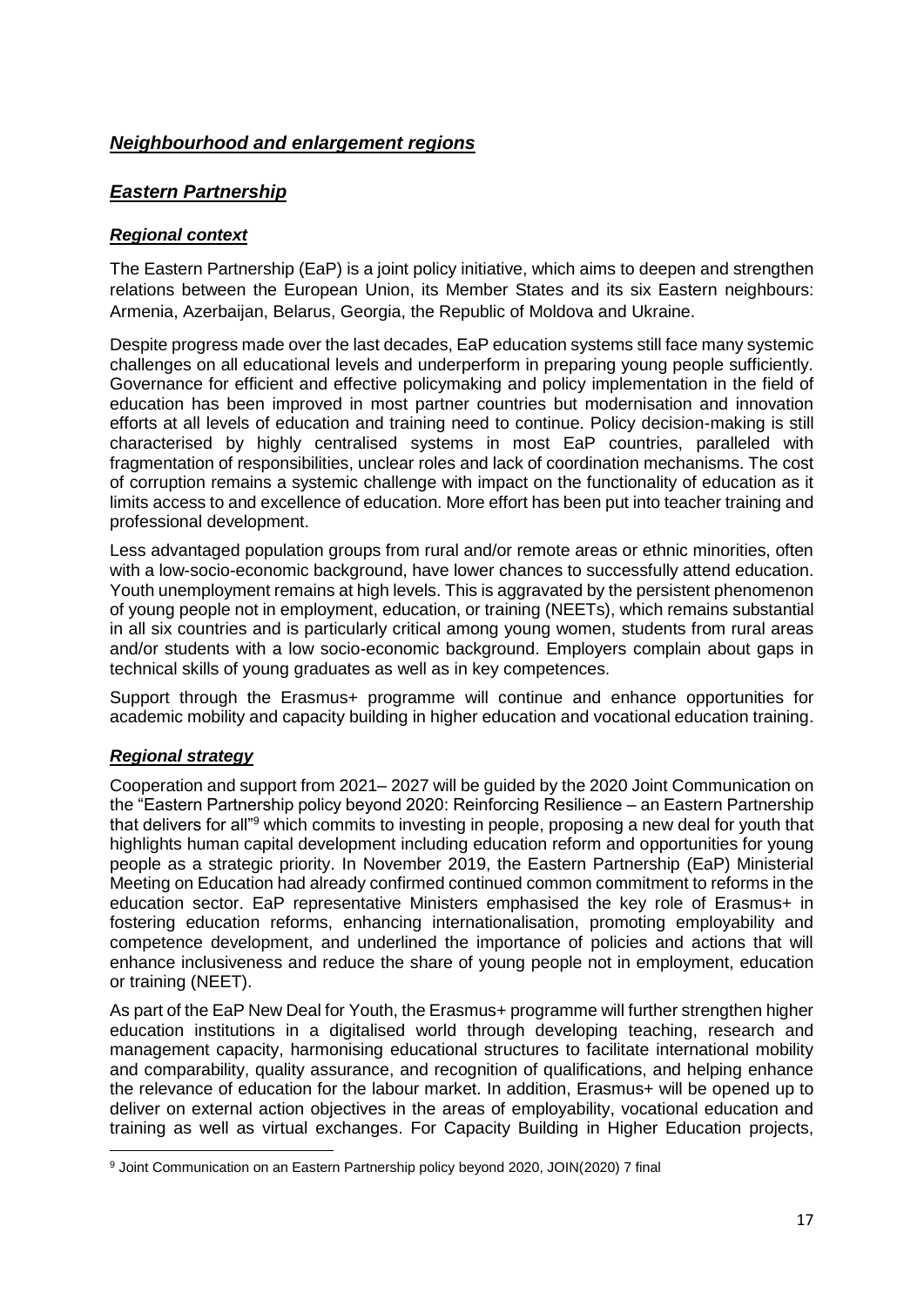## *Neighbourhood and enlargement regions*

## *Eastern Partnership*

### *Regional context*

The Eastern Partnership (EaP) is a joint policy initiative, which aims to deepen and strengthen relations between the European Union, its Member States and its six Eastern neighbours: Armenia, Azerbaijan, Belarus, Georgia, the Republic of Moldova and Ukraine.

Despite progress made over the last decades, EaP education systems still face many systemic challenges on all educational levels and underperform in preparing young people sufficiently. Governance for efficient and effective policymaking and policy implementation in the field of education has been improved in most partner countries but modernisation and innovation efforts at all levels of education and training need to continue. Policy decision-making is still characterised by highly centralised systems in most EaP countries, paralleled with fragmentation of responsibilities, unclear roles and lack of coordination mechanisms. The cost of corruption remains a systemic challenge with impact on the functionality of education as it limits access to and excellence of education. More effort has been put into teacher training and professional development.

Less advantaged population groups from rural and/or remote areas or ethnic minorities, often with a low-socio-economic background, have lower chances to successfully attend education. Youth unemployment remains at high levels. This is aggravated by the persistent phenomenon of young people not in employment, education, or training (NEETs), which remains substantial in all six countries and is particularly critical among young women, students from rural areas and/or students with a low socio-economic background. Employers complain about gaps in technical skills of young graduates as well as in key competences.

Support through the Erasmus+ programme will continue and enhance opportunities for academic mobility and capacity building in higher education and vocational education training.

### *Regional strategy*

Cooperation and support from 2021– 2027 will be guided by the 2020 Joint Communication on the "Eastern Partnership policy beyond 2020: Reinforcing Resilience – an Eastern Partnership that delivers for all"[9] which commits to investing in people, proposing a new deal for youth that highlights human capital development including education reform and opportunities for young people as a strategic priority. In November 2019, the Eastern Partnership (EaP) Ministerial Meeting on Education had already confirmed continued common commitment to reforms in the education sector. EaP representative Ministers emphasised the key role of Erasmus+ in fostering education reforms, enhancing internationalisation, promoting employability and competence development, and underlined the importance of policies and actions that will enhance inclusiveness and reduce the share of young people not in employment, education or training (NEET).

As part of the EaP New Deal for Youth, the Erasmus+ programme will further strengthen higher education institutions in a digitalised world through developing teaching, research and management capacity, harmonising educational structures to facilitate international mobility and comparability, quality assurance, and recognition of qualifications, and helping enhance the relevance of education for the labour market. In addition, Erasmus+ will be opened up to deliver on external action objectives in the areas of employability, vocational education and training as well as virtual exchanges. For Capacity Building in Higher Education projects,

[9] Joint Communication on an Eastern Partnership policy beyond 2020, JOIN(2020) 7 final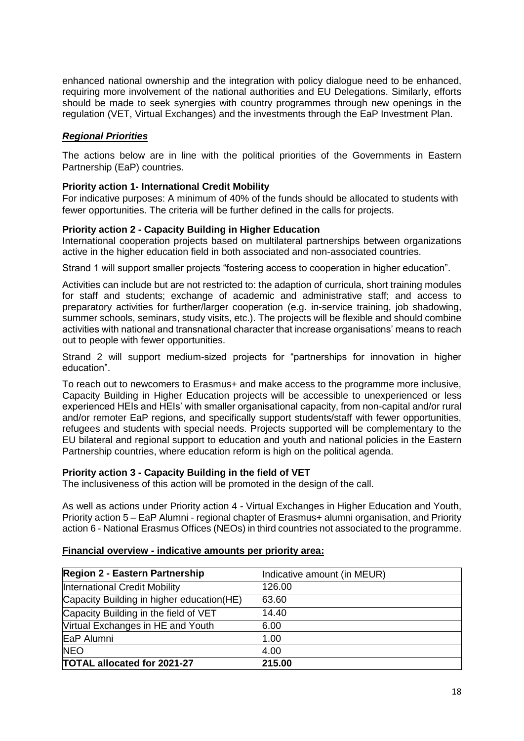enhanced national ownership and the integration with policy dialogue need to be enhanced, requiring more involvement of the national authorities and EU Delegations. Similarly, efforts should be made to seek synergies with country programmes through new openings in the regulation (VET, Virtual Exchanges) and the investments through the EaP Investment Plan.

### ***Regional Priorities***

The actions below are in line with the political priorities of the Governments in Eastern Partnership (EaP) countries.

**Priority action 1- International Credit Mobility**

For indicative purposes: A minimum of 40% of the funds should be allocated to students with fewer opportunities. The criteria will be further defined in the calls for projects.

**Priority action 2 - Capacity Building in Higher Education**

International cooperation projects based on multilateral partnerships between organizations active in the higher education field in both associated and non-associated countries.

Strand 1 will support smaller projects "fostering access to cooperation in higher education".

Activities can include but are not restricted to: the adaption of curricula, short training modules for staff and students; exchange of academic and administrative staff; and access to preparatory activities for further/larger cooperation (e.g. in-service training, job shadowing, summer schools, seminars, study visits, etc.). The projects will be flexible and should combine activities with national and transnational character that increase organisations' means to reach out to people with fewer opportunities.

Strand 2 will support medium-sized projects for "partnerships for innovation in higher education".

To reach out to newcomers to Erasmus+ and make access to the programme more inclusive, Capacity Building in Higher Education projects will be accessible to unexperienced or less experienced HEIs and HEIs' with smaller organisational capacity, from non-capital and/or rural and/or remoter EaP regions, and specifically support students/staff with fewer opportunities, refugees and students with special needs. Projects supported will be complementary to the EU bilateral and regional support to education and youth and national policies in the Eastern Partnership countries, where education reform is high on the political agenda.

**Priority action 3 - Capacity Building in the field of VET**

The inclusiveness of this action will be promoted in the design of the call.

As well as actions under Priority action 4 - Virtual Exchanges in Higher Education and Youth, Priority action 5 – EaP Alumni - regional chapter of Erasmus+ alumni organisation, and Priority action 6 - National Erasmus Offices (NEOs) in third countries not associated to the programme.

**Financial overview - indicative amounts per priority area:**

| **Region 2 - Eastern Partnership** | Indicative amount (in MEUR) |
| --- | --- |
| International Credit Mobility | 126.00 |
| Capacity Building in higher education(HE) | 63.60 |
| Capacity Building in the field of VET | 14.40 |
| Virtual Exchanges in HE and Youth | 6.00 |
| EaP Alumni | 1.00 |
| NEO | 4.00 |
| **TOTAL allocated for 2021-27** | **215.00** |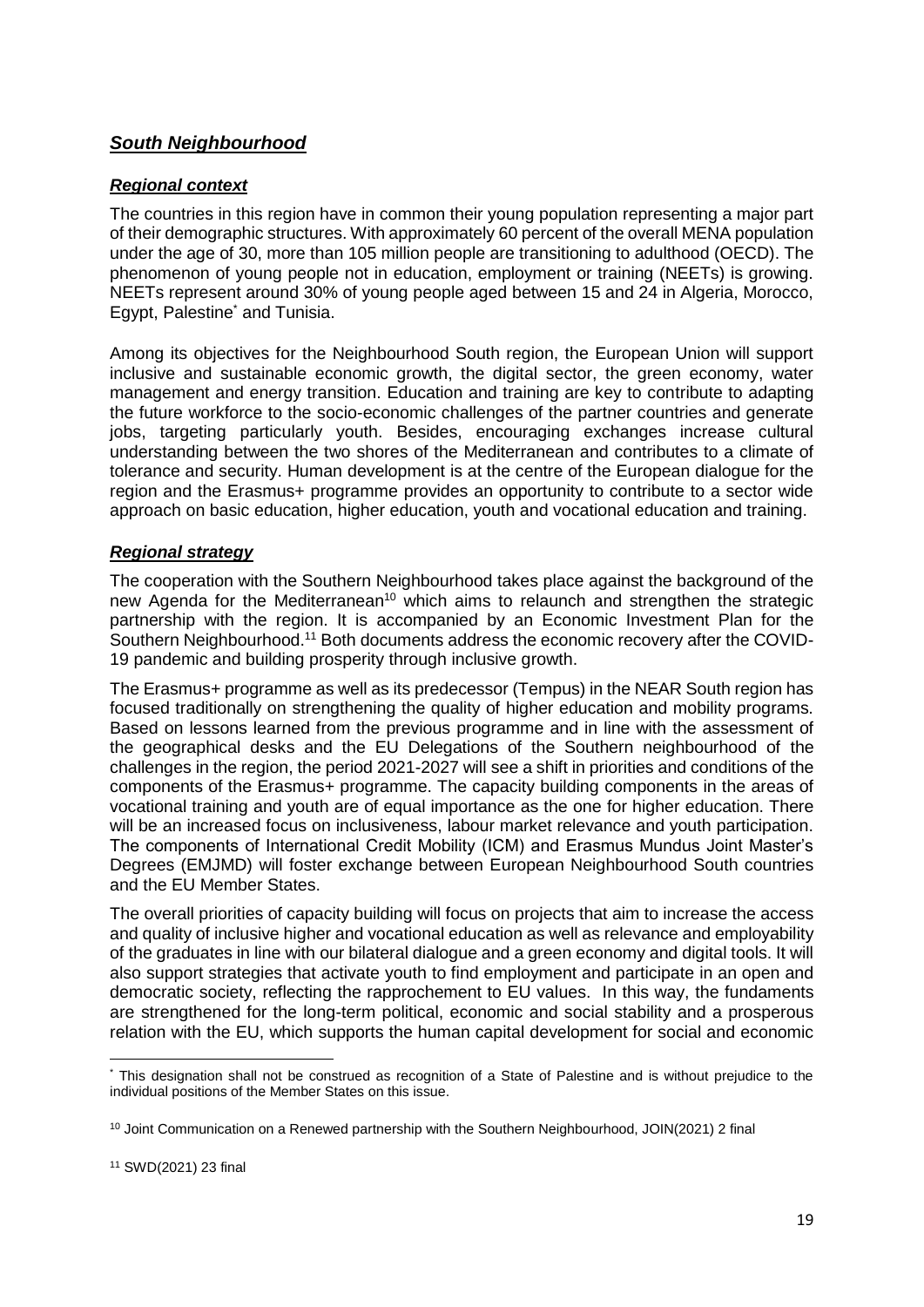## ***South Neighbourhood***

### ***Regional context***

The countries in this region have in common their young population representing a major part of their demographic structures. With approximately 60 percent of the overall MENA population under the age of 30, more than 105 million people are transitioning to adulthood (OECD). The phenomenon of young people not in education, employment or training (NEETs) is growing. NEETs represent around 30% of young people aged between 15 and 24 in Algeria, Morocco, Egypt, Palestine[*] and Tunisia.

Among its objectives for the Neighbourhood South region, the European Union will support inclusive and sustainable economic growth, the digital sector, the green economy, water management and energy transition. Education and training are key to contribute to adapting the future workforce to the socio-economic challenges of the partner countries and generate jobs, targeting particularly youth. Besides, encouraging exchanges increase cultural understanding between the two shores of the Mediterranean and contributes to a climate of tolerance and security. Human development is at the centre of the European dialogue for the region and the Erasmus+ programme provides an opportunity to contribute to a sector wide approach on basic education, higher education, youth and vocational education and training.

### ***Regional strategy***

The cooperation with the Southern Neighbourhood takes place against the background of the new Agenda for the Mediterranean[10] which aims to relaunch and strengthen the strategic partnership with the region. It is accompanied by an Economic Investment Plan for the Southern Neighbourhood.[11] Both documents address the economic recovery after the COVID-19 pandemic and building prosperity through inclusive growth.

The Erasmus+ programme as well as its predecessor (Tempus) in the NEAR South region has focused traditionally on strengthening the quality of higher education and mobility programs. Based on lessons learned from the previous programme and in line with the assessment of the geographical desks and the EU Delegations of the Southern neighbourhood of the challenges in the region, the period 2021-2027 will see a shift in priorities and conditions of the components of the Erasmus+ programme. The capacity building components in the areas of vocational training and youth are of equal importance as the one for higher education. There will be an increased focus on inclusiveness, labour market relevance and youth participation. The components of International Credit Mobility (ICM) and Erasmus Mundus Joint Master's Degrees (EMJMD) will foster exchange between European Neighbourhood South countries and the EU Member States.

The overall priorities of capacity building will focus on projects that aim to increase the access and quality of inclusive higher and vocational education as well as relevance and employability of the graduates in line with our bilateral dialogue and a green economy and digital tools. It will also support strategies that activate youth to find employment and participate in an open and democratic society, reflecting the rapprochement to EU values. In this way, the fundaments are strengthened for the long-term political, economic and social stability and a prosperous relation with the EU, which supports the human capital development for social and economic

---

[*] This designation shall not be construed as recognition of a State of Palestine and is without prejudice to the individual positions of the Member States on this issue.

[10] Joint Communication on a Renewed partnership with the Southern Neighbourhood, JOIN(2021) 2 final

[11] SWD(2021) 23 final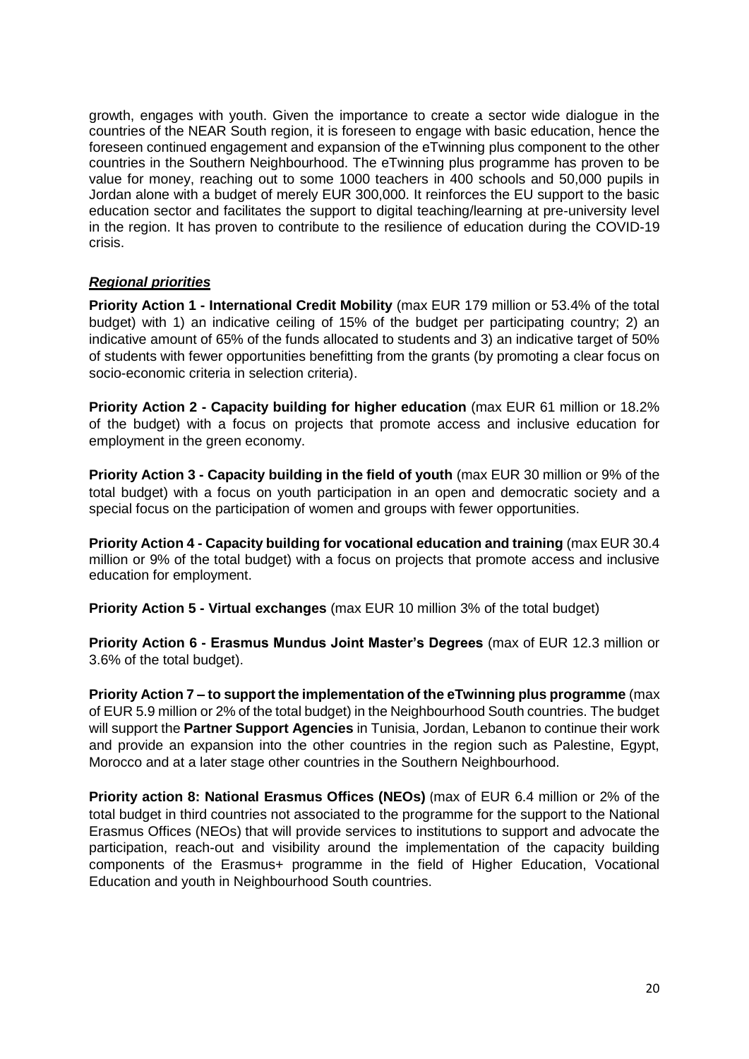growth, engages with youth. Given the importance to create a sector wide dialogue in the countries of the NEAR South region, it is foreseen to engage with basic education, hence the foreseen continued engagement and expansion of the eTwinning plus component to the other countries in the Southern Neighbourhood. The eTwinning plus programme has proven to be value for money, reaching out to some 1000 teachers in 400 schools and 50,000 pupils in Jordan alone with a budget of merely EUR 300,000. It reinforces the EU support to the basic education sector and facilitates the support to digital teaching/learning at pre-university level in the region. It has proven to contribute to the resilience of education during the COVID-19 crisis.

***Regional priorities***

**Priority Action 1 - International Credit Mobility** (max EUR 179 million or 53.4% of the total budget) with 1) an indicative ceiling of 15% of the budget per participating country; 2) an indicative amount of 65% of the funds allocated to students and 3) an indicative target of 50% of students with fewer opportunities benefitting from the grants (by promoting a clear focus on socio-economic criteria in selection criteria).

**Priority Action 2 - Capacity building for higher education** (max EUR 61 million or 18.2% of the budget) with a focus on projects that promote access and inclusive education for employment in the green economy.

**Priority Action 3 - Capacity building in the field of youth** (max EUR 30 million or 9% of the total budget) with a focus on youth participation in an open and democratic society and a special focus on the participation of women and groups with fewer opportunities.

**Priority Action 4 - Capacity building for vocational education and training** (max EUR 30.4 million or 9% of the total budget) with a focus on projects that promote access and inclusive education for employment.

**Priority Action 5 - Virtual exchanges** (max EUR 10 million 3% of the total budget)

**Priority Action 6 - Erasmus Mundus Joint Master's Degrees** (max of EUR 12.3 million or 3.6% of the total budget).

**Priority Action 7 – to support the implementation of the eTwinning plus programme** (max of EUR 5.9 million or 2% of the total budget) in the Neighbourhood South countries. The budget will support the **Partner Support Agencies** in Tunisia, Jordan, Lebanon to continue their work and provide an expansion into the other countries in the region such as Palestine, Egypt, Morocco and at a later stage other countries in the Southern Neighbourhood.

**Priority action 8: National Erasmus Offices (NEOs)** (max of EUR 6.4 million or 2% of the total budget in third countries not associated to the programme for the support to the National Erasmus Offices (NEOs) that will provide services to institutions to support and advocate the participation, reach-out and visibility around the implementation of the capacity building components of the Erasmus+ programme in the field of Higher Education, Vocational Education and youth in Neighbourhood South countries.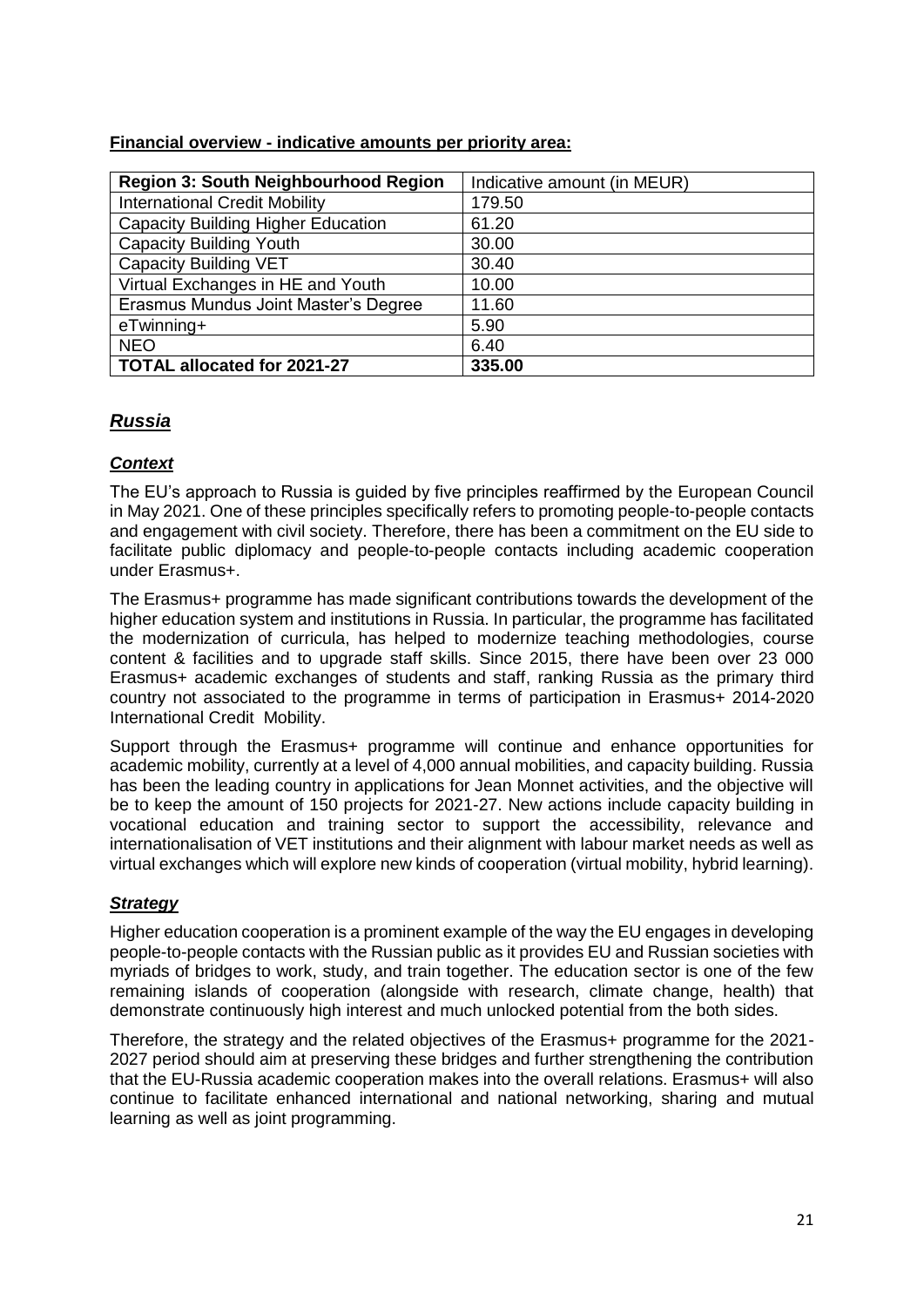**Financial overview - indicative amounts per priority area:**

| Region 3: South Neighbourhood Region | Indicative amount (in MEUR) |
|---|---|
| International Credit Mobility | 179.50 |
| Capacity Building Higher Education | 61.20 |
| Capacity Building Youth | 30.00 |
| Capacity Building VET | 30.40 |
| Virtual Exchanges in HE and Youth | 10.00 |
| Erasmus Mundus Joint Master's Degree | 11.60 |
| eTwinning+ | 5.90 |
| NEO | 6.40 |
| **TOTAL allocated for 2021-27** | **335.00** |

## ***Russia***

### ***Context***

The EU's approach to Russia is guided by five principles reaffirmed by the European Council in May 2021. One of these principles specifically refers to promoting people-to-people contacts and engagement with civil society. Therefore, there has been a commitment on the EU side to facilitate public diplomacy and people-to-people contacts including academic cooperation under Erasmus+.

The Erasmus+ programme has made significant contributions towards the development of the higher education system and institutions in Russia. In particular, the programme has facilitated the modernization of curricula, has helped to modernize teaching methodologies, course content & facilities and to upgrade staff skills. Since 2015, there have been over 23 000 Erasmus+ academic exchanges of students and staff, ranking Russia as the primary third country not associated to the programme in terms of participation in Erasmus+ 2014-2020 International Credit Mobility.

Support through the Erasmus+ programme will continue and enhance opportunities for academic mobility, currently at a level of 4,000 annual mobilities, and capacity building. Russia has been the leading country in applications for Jean Monnet activities, and the objective will be to keep the amount of 150 projects for 2021-27. New actions include capacity building in vocational education and training sector to support the accessibility, relevance and internationalisation of VET institutions and their alignment with labour market needs as well as virtual exchanges which will explore new kinds of cooperation (virtual mobility, hybrid learning).

### ***Strategy***

Higher education cooperation is a prominent example of the way the EU engages in developing people-to-people contacts with the Russian public as it provides EU and Russian societies with myriads of bridges to work, study, and train together. The education sector is one of the few remaining islands of cooperation (alongside with research, climate change, health) that demonstrate continuously high interest and much unlocked potential from the both sides.

Therefore, the strategy and the related objectives of the Erasmus+ programme for the 2021-2027 period should aim at preserving these bridges and further strengthening the contribution that the EU-Russia academic cooperation makes into the overall relations. Erasmus+ will also continue to facilitate enhanced international and national networking, sharing and mutual learning as well as joint programming.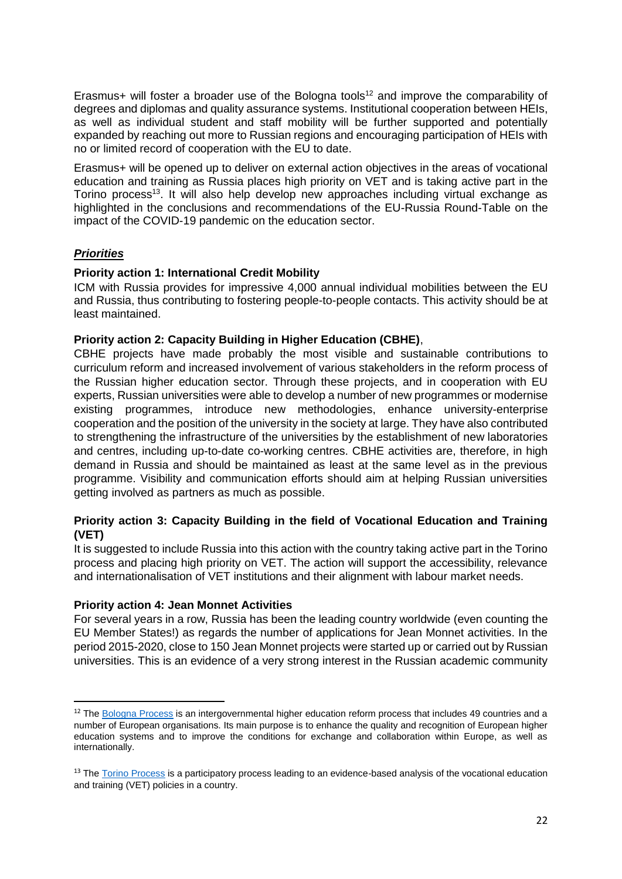Erasmus+ will foster a broader use of the Bologna tools[12] and improve the comparability of degrees and diplomas and quality assurance systems. Institutional cooperation between HEIs, as well as individual student and staff mobility will be further supported and potentially expanded by reaching out more to Russian regions and encouraging participation of HEIs with no or limited record of cooperation with the EU to date.

Erasmus+ will be opened up to deliver on external action objectives in the areas of vocational education and training as Russia places high priority on VET and is taking active part in the Torino process[13]. It will also help develop new approaches including virtual exchange as highlighted in the conclusions and recommendations of the EU-Russia Round-Table on the impact of the COVID-19 pandemic on the education sector.

***Priorities***

**Priority action 1: International Credit Mobility**

ICM with Russia provides for impressive 4,000 annual individual mobilities between the EU and Russia, thus contributing to fostering people-to-people contacts. This activity should be at least maintained.

**Priority action 2: Capacity Building in Higher Education (CBHE)**,

CBHE projects have made probably the most visible and sustainable contributions to curriculum reform and increased involvement of various stakeholders in the reform process of the Russian higher education sector. Through these projects, and in cooperation with EU experts, Russian universities were able to develop a number of new programmes or modernise existing programmes, introduce new methodologies, enhance university-enterprise cooperation and the position of the university in the society at large. They have also contributed to strengthening the infrastructure of the universities by the establishment of new laboratories and centres, including up-to-date co-working centres. CBHE activities are, therefore, in high demand in Russia and should be maintained as least at the same level as in the previous programme. Visibility and communication efforts should aim at helping Russian universities getting involved as partners as much as possible.

**Priority action 3: Capacity Building in the field of Vocational Education and Training (VET)**

It is suggested to include Russia into this action with the country taking active part in the Torino process and placing high priority on VET. The action will support the accessibility, relevance and internationalisation of VET institutions and their alignment with labour market needs.

**Priority action 4: Jean Monnet Activities**

For several years in a row, Russia has been the leading country worldwide (even counting the EU Member States!) as regards the number of applications for Jean Monnet activities. In the period 2015-2020, close to 150 Jean Monnet projects were started up or carried out by Russian universities. This is an evidence of a very strong interest in the Russian academic community

---

[12] The Bologna Process is an intergovernmental higher education reform process that includes 49 countries and a number of European organisations. Its main purpose is to enhance the quality and recognition of European higher education systems and to improve the conditions for exchange and collaboration within Europe, as well as internationally.

[13] The Torino Process is a participatory process leading to an evidence-based analysis of the vocational education and training (VET) policies in a country.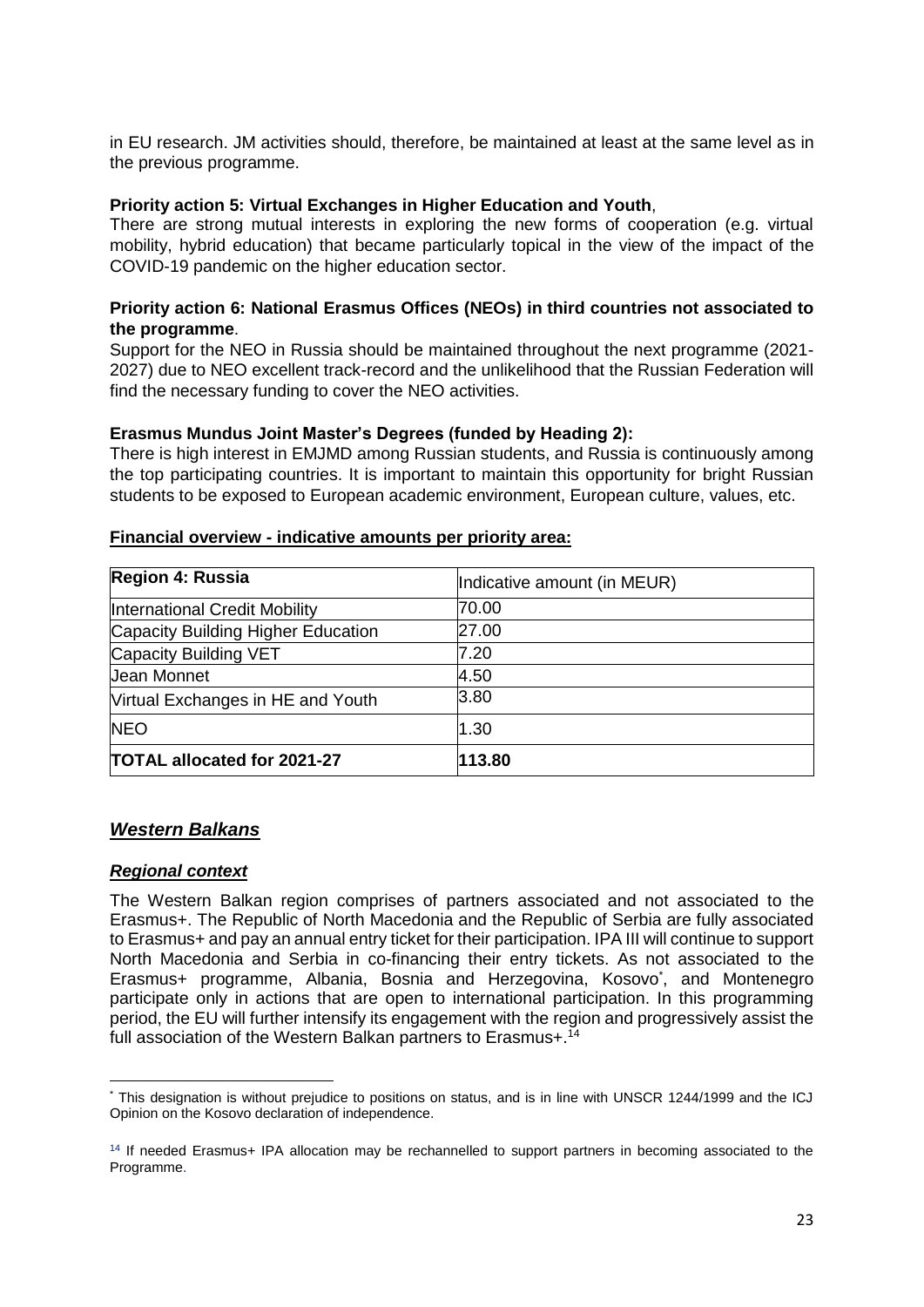in EU research. JM activities should, therefore, be maintained at least at the same level as in the previous programme.

**Priority action 5: Virtual Exchanges in Higher Education and Youth**,

There are strong mutual interests in exploring the new forms of cooperation (e.g. virtual mobility, hybrid education) that became particularly topical in the view of the impact of the COVID-19 pandemic on the higher education sector.

**Priority action 6: National Erasmus Offices (NEOs) in third countries not associated to the programme**.

Support for the NEO in Russia should be maintained throughout the next programme (2021-2027) due to NEO excellent track-record and the unlikelihood that the Russian Federation will find the necessary funding to cover the NEO activities.

**Erasmus Mundus Joint Master's Degrees (funded by Heading 2):**

There is high interest in EMJMD among Russian students, and Russia is continuously among the top participating countries. It is important to maintain this opportunity for bright Russian students to be exposed to European academic environment, European culture, values, etc.

**Financial overview - indicative amounts per priority area:**

| **Region 4: Russia** | Indicative amount (in MEUR) |
| --- | --- |
| International Credit Mobility | 70.00 |
| Capacity Building Higher Education | 27.00 |
| Capacity Building VET | 7.20 |
| Jean Monnet | 4.50 |
| Virtual Exchanges in HE and Youth | 3.80 |
| NEO | 1.30 |
| **TOTAL allocated for 2021-27** | **113.80** |

## ***Western Balkans***

### ***Regional context***

The Western Balkan region comprises of partners associated and not associated to the Erasmus+. The Republic of North Macedonia and the Republic of Serbia are fully associated to Erasmus+ and pay an annual entry ticket for their participation. IPA III will continue to support North Macedonia and Serbia in co-financing their entry tickets. As not associated to the Erasmus+ programme, Albania, Bosnia and Herzegovina, Kosovo[*], and Montenegro participate only in actions that are open to international participation. In this programming period, the EU will further intensify its engagement with the region and progressively assist the full association of the Western Balkan partners to Erasmus+.[14]

---

[*] This designation is without prejudice to positions on status, and is in line with UNSCR 1244/1999 and the ICJ Opinion on the Kosovo declaration of independence.

[14] If needed Erasmus+ IPA allocation may be rechannelled to support partners in becoming associated to the Programme.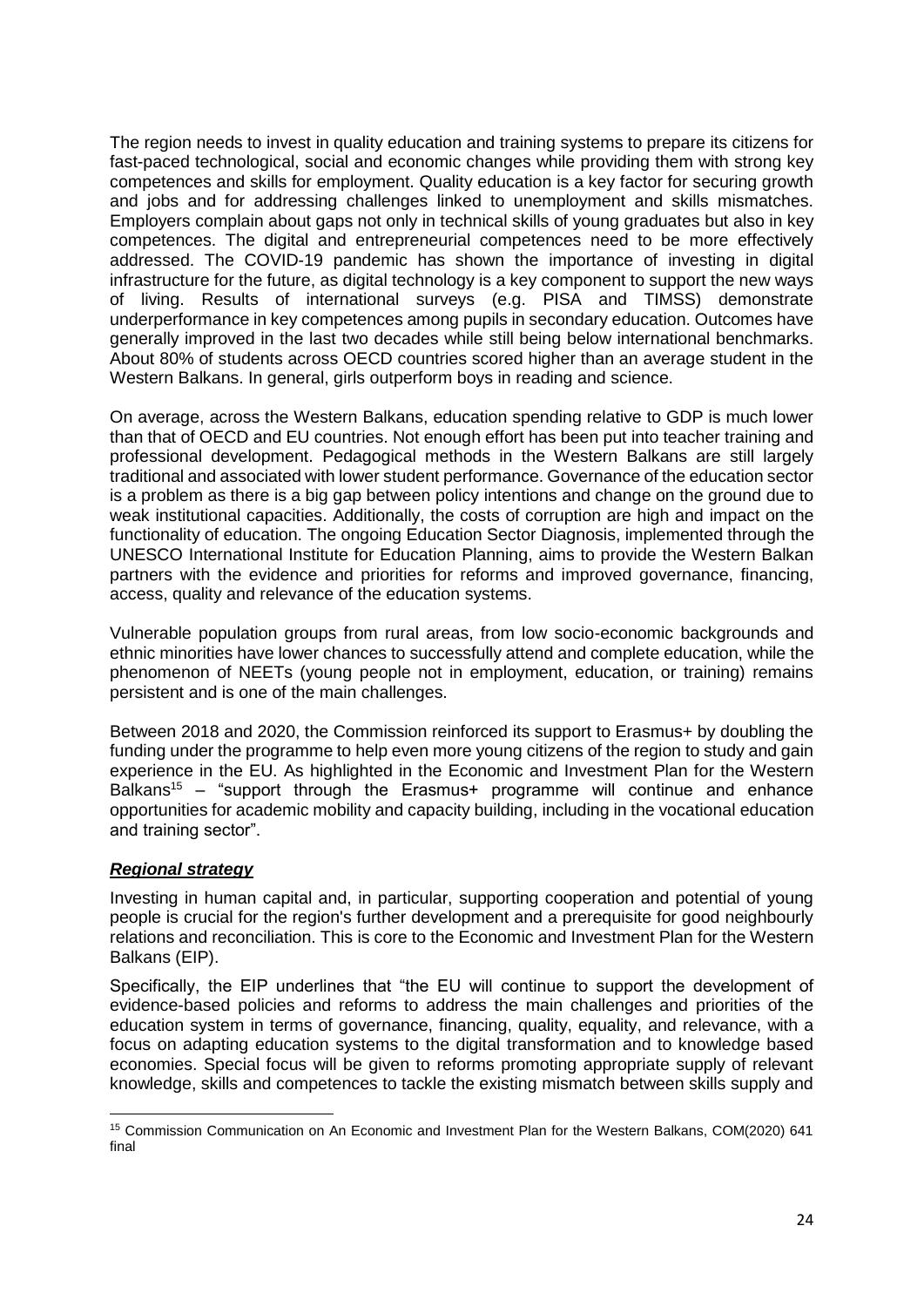The region needs to invest in quality education and training systems to prepare its citizens for fast-paced technological, social and economic changes while providing them with strong key competences and skills for employment. Quality education is a key factor for securing growth and jobs and for addressing challenges linked to unemployment and skills mismatches. Employers complain about gaps not only in technical skills of young graduates but also in key competences. The digital and entrepreneurial competences need to be more effectively addressed. The COVID-19 pandemic has shown the importance of investing in digital infrastructure for the future, as digital technology is a key component to support the new ways of living. Results of international surveys (e.g. PISA and TIMSS) demonstrate underperformance in key competences among pupils in secondary education. Outcomes have generally improved in the last two decades while still being below international benchmarks. About 80% of students across OECD countries scored higher than an average student in the Western Balkans. In general, girls outperform boys in reading and science.

On average, across the Western Balkans, education spending relative to GDP is much lower than that of OECD and EU countries. Not enough effort has been put into teacher training and professional development. Pedagogical methods in the Western Balkans are still largely traditional and associated with lower student performance. Governance of the education sector is a problem as there is a big gap between policy intentions and change on the ground due to weak institutional capacities. Additionally, the costs of corruption are high and impact on the functionality of education. The ongoing Education Sector Diagnosis, implemented through the UNESCO International Institute for Education Planning, aims to provide the Western Balkan partners with the evidence and priorities for reforms and improved governance, financing, access, quality and relevance of the education systems.

Vulnerable population groups from rural areas, from low socio-economic backgrounds and ethnic minorities have lower chances to successfully attend and complete education, while the phenomenon of NEETs (young people not in employment, education, or training) remains persistent and is one of the main challenges.

Between 2018 and 2020, the Commission reinforced its support to Erasmus+ by doubling the funding under the programme to help even more young citizens of the region to study and gain experience in the EU. As highlighted in the Economic and Investment Plan for the Western Balkans[15] – "support through the Erasmus+ programme will continue and enhance opportunities for academic mobility and capacity building, including in the vocational education and training sector".

***Regional strategy***

Investing in human capital and, in particular, supporting cooperation and potential of young people is crucial for the region's further development and a prerequisite for good neighbourly relations and reconciliation. This is core to the Economic and Investment Plan for the Western Balkans (EIP).

Specifically, the EIP underlines that "the EU will continue to support the development of evidence-based policies and reforms to address the main challenges and priorities of the education system in terms of governance, financing, quality, equality, and relevance, with a focus on adapting education systems to the digital transformation and to knowledge based economies. Special focus will be given to reforms promoting appropriate supply of relevant knowledge, skills and competences to tackle the existing mismatch between skills supply and

---

[15] Commission Communication on An Economic and Investment Plan for the Western Balkans, COM(2020) 641 final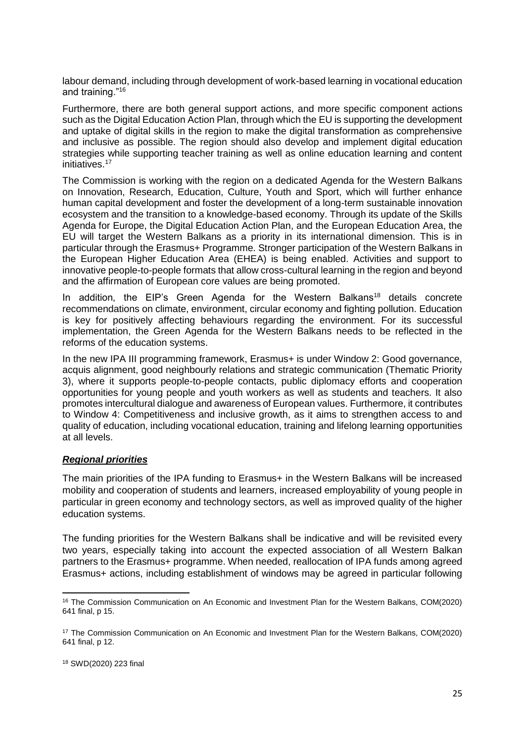labour demand, including through development of work-based learning in vocational education and training."[16]

Furthermore, there are both general support actions, and more specific component actions such as the Digital Education Action Plan, through which the EU is supporting the development and uptake of digital skills in the region to make the digital transformation as comprehensive and inclusive as possible. The region should also develop and implement digital education strategies while supporting teacher training as well as online education learning and content initiatives.[17]

The Commission is working with the region on a dedicated Agenda for the Western Balkans on Innovation, Research, Education, Culture, Youth and Sport, which will further enhance human capital development and foster the development of a long-term sustainable innovation ecosystem and the transition to a knowledge-based economy. Through its update of the Skills Agenda for Europe, the Digital Education Action Plan, and the European Education Area, the EU will target the Western Balkans as a priority in its international dimension. This is in particular through the Erasmus+ Programme. Stronger participation of the Western Balkans in the European Higher Education Area (EHEA) is being enabled. Activities and support to innovative people-to-people formats that allow cross-cultural learning in the region and beyond and the affirmation of European core values are being promoted.

In addition, the EIP's Green Agenda for the Western Balkans[18] details concrete recommendations on climate, environment, circular economy and fighting pollution. Education is key for positively affecting behaviours regarding the environment. For its successful implementation, the Green Agenda for the Western Balkans needs to be reflected in the reforms of the education systems.

In the new IPA III programming framework, Erasmus+ is under Window 2: Good governance, acquis alignment, good neighbourly relations and strategic communication (Thematic Priority 3), where it supports people-to-people contacts, public diplomacy efforts and cooperation opportunities for young people and youth workers as well as students and teachers. It also promotes intercultural dialogue and awareness of European values. Furthermore, it contributes to Window 4: Competitiveness and inclusive growth, as it aims to strengthen access to and quality of education, including vocational education, training and lifelong learning opportunities at all levels.

***Regional priorities***

The main priorities of the IPA funding to Erasmus+ in the Western Balkans will be increased mobility and cooperation of students and learners, increased employability of young people in particular in green economy and technology sectors, as well as improved quality of the higher education systems.

The funding priorities for the Western Balkans shall be indicative and will be revisited every two years, especially taking into account the expected association of all Western Balkan partners to the Erasmus+ programme. When needed, reallocation of IPA funds among agreed Erasmus+ actions, including establishment of windows may be agreed in particular following

---

[16] The Commission Communication on An Economic and Investment Plan for the Western Balkans, COM(2020) 641 final, p 15.

[17] The Commission Communication on An Economic and Investment Plan for the Western Balkans, COM(2020) 641 final, p 12.

[18] SWD(2020) 223 final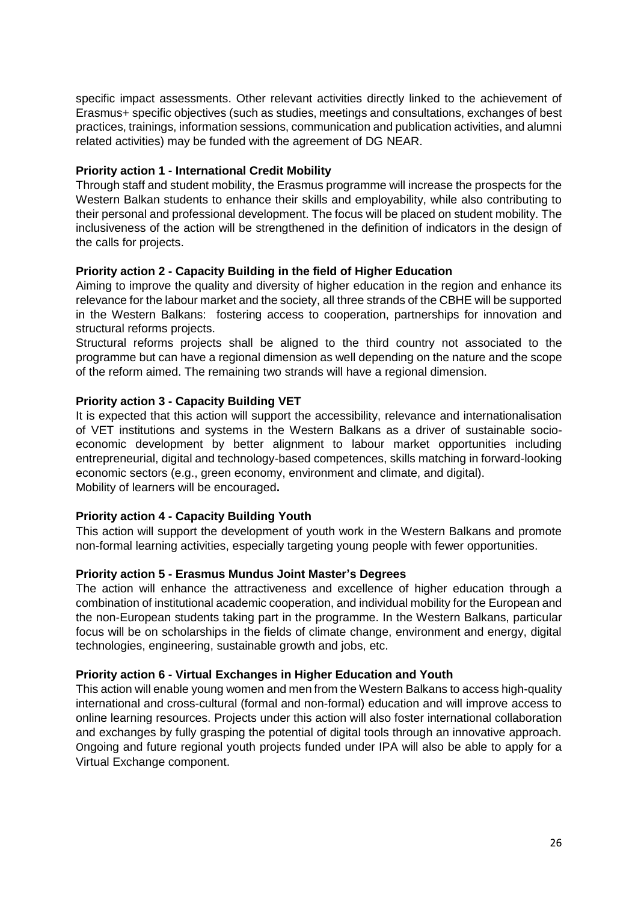specific impact assessments. Other relevant activities directly linked to the achievement of Erasmus+ specific objectives (such as studies, meetings and consultations, exchanges of best practices, trainings, information sessions, communication and publication activities, and alumni related activities) may be funded with the agreement of DG NEAR.

**Priority action 1 - International Credit Mobility**

Through staff and student mobility, the Erasmus programme will increase the prospects for the Western Balkan students to enhance their skills and employability, while also contributing to their personal and professional development. The focus will be placed on student mobility. The inclusiveness of the action will be strengthened in the definition of indicators in the design of the calls for projects.

**Priority action 2 - Capacity Building in the field of Higher Education**

Aiming to improve the quality and diversity of higher education in the region and enhance its relevance for the labour market and the society, all three strands of the CBHE will be supported in the Western Balkans: fostering access to cooperation, partnerships for innovation and structural reforms projects.

Structural reforms projects shall be aligned to the third country not associated to the programme but can have a regional dimension as well depending on the nature and the scope of the reform aimed. The remaining two strands will have a regional dimension.

**Priority action 3 - Capacity Building VET**

It is expected that this action will support the accessibility, relevance and internationalisation of VET institutions and systems in the Western Balkans as a driver of sustainable socio-economic development by better alignment to labour market opportunities including entrepreneurial, digital and technology-based competences, skills matching in forward-looking economic sectors (e.g., green economy, environment and climate, and digital).

Mobility of learners will be encouraged**.**

**Priority action 4 - Capacity Building Youth**

This action will support the development of youth work in the Western Balkans and promote non-formal learning activities, especially targeting young people with fewer opportunities.

**Priority action 5 - Erasmus Mundus Joint Master's Degrees**

The action will enhance the attractiveness and excellence of higher education through a combination of institutional academic cooperation, and individual mobility for the European and the non-European students taking part in the programme. In the Western Balkans, particular focus will be on scholarships in the fields of climate change, environment and energy, digital technologies, engineering, sustainable growth and jobs, etc.

**Priority action 6 - Virtual Exchanges in Higher Education and Youth**

This action will enable young women and men from the Western Balkans to access high-quality international and cross-cultural (formal and non-formal) education and will improve access to online learning resources. Projects under this action will also foster international collaboration and exchanges by fully grasping the potential of digital tools through an innovative approach. Ongoing and future regional youth projects funded under IPA will also be able to apply for a Virtual Exchange component.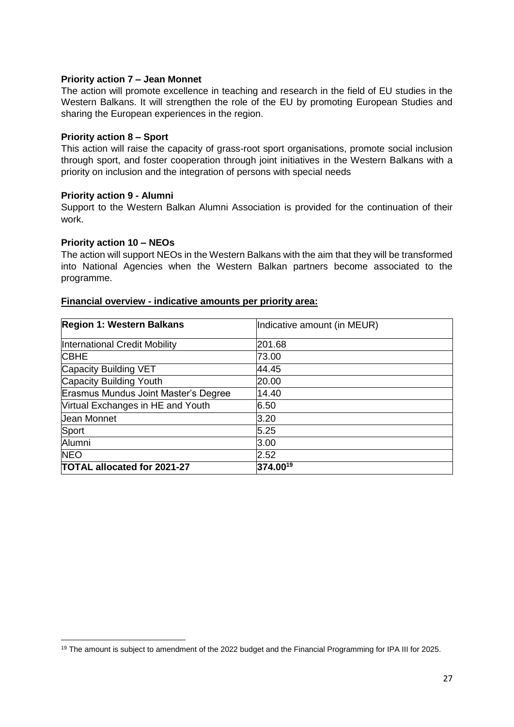**Priority action 7 – Jean Monnet**

The action will promote excellence in teaching and research in the field of EU studies in the Western Balkans. It will strengthen the role of the EU by promoting European Studies and sharing the European experiences in the region.

**Priority action 8 – Sport**

This action will raise the capacity of grass-root sport organisations, promote social inclusion through sport, and foster cooperation through joint initiatives in the Western Balkans with a priority on inclusion and the integration of persons with special needs

**Priority action 9 - Alumni**

Support to the Western Balkan Alumni Association is provided for the continuation of their work.

**Priority action 10 – NEOs**

The action will support NEOs in the Western Balkans with the aim that they will be transformed into National Agencies when the Western Balkan partners become associated to the programme.

**Financial overview - indicative amounts per priority area:**

| **Region 1: Western Balkans** | Indicative amount (in MEUR) |
| --- | --- |
| International Credit Mobility | 201.68 |
| CBHE | 73.00 |
| Capacity Building VET | 44.45 |
| Capacity Building Youth | 20.00 |
| Erasmus Mundus Joint Master's Degree | 14.40 |
| Virtual Exchanges in HE and Youth | 6.50 |
| Jean Monnet | 3.20 |
| Sport | 5.25 |
| Alumni | 3.00 |
| NEO | 2.52 |
| **TOTAL allocated for 2021-27** | **374.00**[19] |

[19] The amount is subject to amendment of the 2022 budget and the Financial Programming for IPA III for 2025.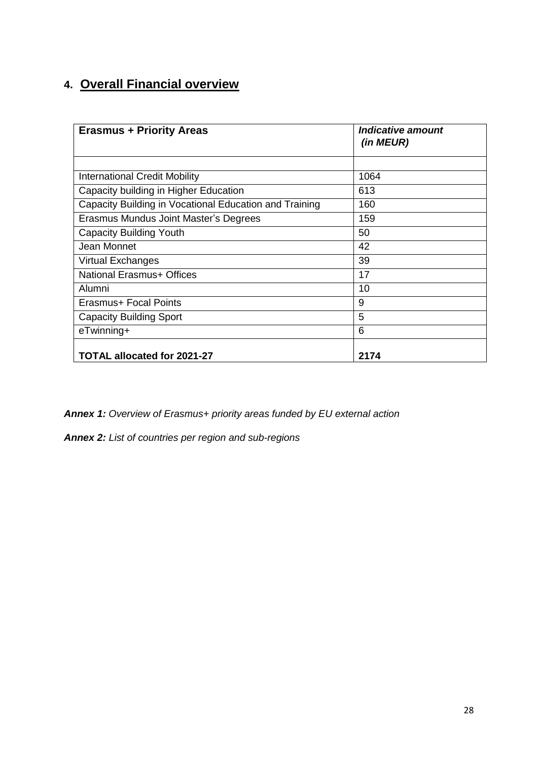## 4. Overall Financial overview

| **Erasmus + Priority Areas** | ***Indicative amount (in MEUR)*** |
|---|---|
| | |
| International Credit Mobility | 1064 |
| Capacity building in Higher Education | 613 |
| Capacity Building in Vocational Education and Training | 160 |
| Erasmus Mundus Joint Master's Degrees | 159 |
| Capacity Building Youth | 50 |
| Jean Monnet | 42 |
| Virtual Exchanges | 39 |
| National Erasmus+ Offices | 17 |
| Alumni | 10 |
| Erasmus+ Focal Points | 9 |
| Capacity Building Sport | 5 |
| eTwinning+ | 6 |
| **TOTAL allocated for 2021-27** | **2174** |

***Annex 1:*** *Overview of Erasmus+ priority areas funded by EU external action*

***Annex 2:*** *List of countries per region and sub-regions*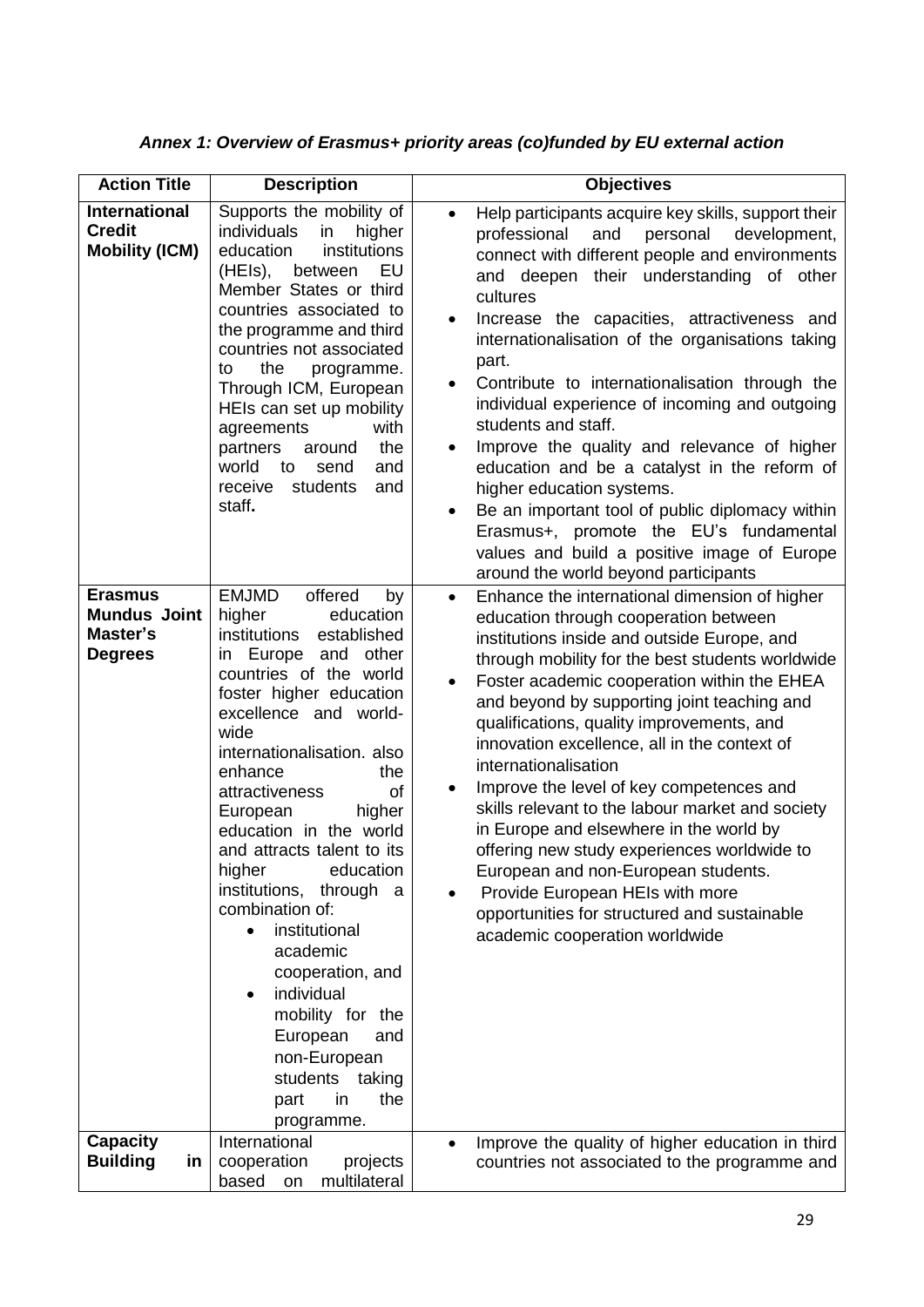*Annex 1: Overview of Erasmus+ priority areas (co)funded by EU external action*

| Action Title | Description | Objectives |
|---|---|---|
| **International Credit Mobility (ICM)** | Supports the mobility of individuals in higher education institutions (HEIs), between EU Member States or third countries associated to the programme and third countries not associated to the programme. Through ICM, European HEIs can set up mobility agreements with partners around the world to send and receive students and staff**.** | • Help participants acquire key skills, support their professional and personal development, connect with different people and environments and deepen their understanding of other cultures<br>• Increase the capacities, attractiveness and internationalisation of the organisations taking part.<br>• Contribute to internationalisation through the individual experience of incoming and outgoing students and staff.<br>• Improve the quality and relevance of higher education and be a catalyst in the reform of higher education systems.<br>• Be an important tool of public diplomacy within Erasmus+, promote the EU's fundamental values and build a positive image of Europe around the world beyond participants |
| **Erasmus Mundus Joint Master's Degrees** | EMJMD offered by higher education institutions established in Europe and other countries of the world foster higher education excellence and world-wide internationalisation. also enhance the attractiveness of European higher education in the world and attracts talent to its higher education institutions, through a combination of:<br>• institutional academic cooperation, and<br>• individual mobility for the European and non-European students taking part in the programme. | • Enhance the international dimension of higher education through cooperation between institutions inside and outside Europe, and through mobility for the best students worldwide<br>• Foster academic cooperation within the EHEA and beyond by supporting joint teaching and qualifications, quality improvements, and innovation excellence, all in the context of internationalisation<br>• Improve the level of key competences and skills relevant to the labour market and society in Europe and elsewhere in the world by offering new study experiences worldwide to European and non-European students.<br>• Provide European HEIs with more opportunities for structured and sustainable academic cooperation worldwide |
| **Capacity Building in** | International cooperation projects based on multilateral | • Improve the quality of higher education in third countries not associated to the programme and |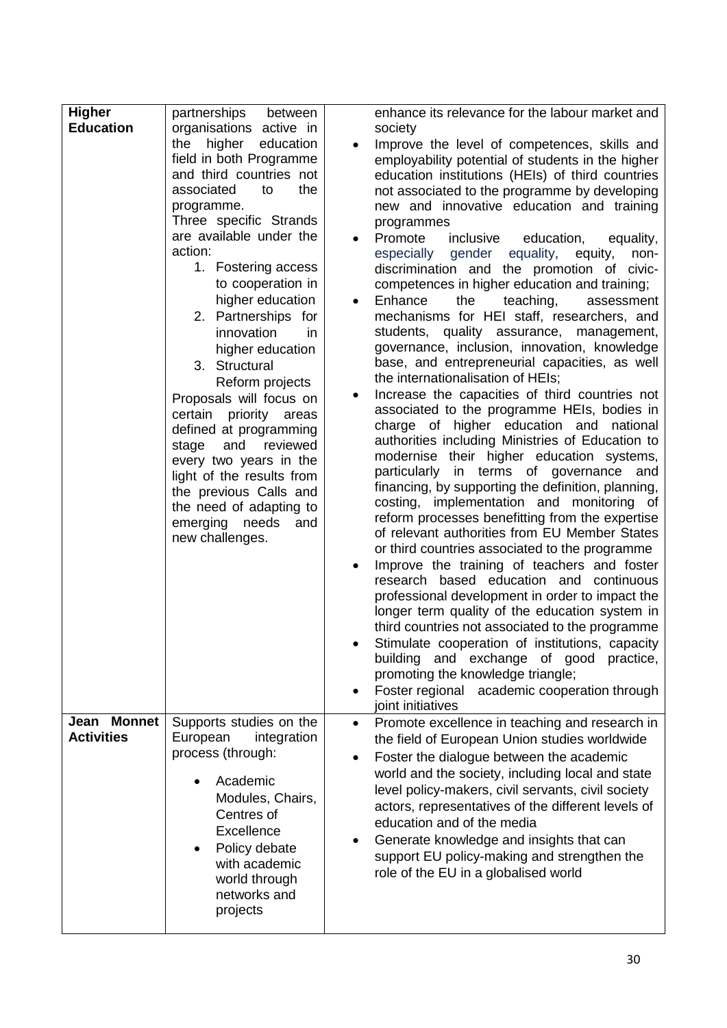| | | |
|---|---|---|
| **Higher Education** | partnerships between organisations active in the higher education field in both Programme and third countries not associated to the programme.<br>Three specific Strands are available under the action:<br>1. Fostering access to cooperation in higher education<br>2. Partnerships for innovation in higher education<br>3. Structural Reform projects<br>Proposals will focus on certain priority areas defined at programming stage and reviewed every two years in the light of the results from the previous Calls and the need of adapting to emerging needs and new challenges. | enhance its relevance for the labour market and society<br>• Improve the level of competences, skills and employability potential of students in the higher education institutions (HEIs) of third countries not associated to the programme by developing new and innovative education and training programmes<br>• Promote inclusive education, equality, especially gender equality, equity, non-discrimination and the promotion of civic-competences in higher education and training;<br>• Enhance the teaching, assessment mechanisms for HEI staff, researchers, and students, quality assurance, management, governance, inclusion, innovation, knowledge base, and entrepreneurial capacities, as well the internationalisation of HEIs;<br>• Increase the capacities of third countries not associated to the programme HEIs, bodies in charge of higher education and national authorities including Ministries of Education to modernise their higher education systems, particularly in terms of governance and financing, by supporting the definition, planning, costing, implementation and monitoring of reform processes benefitting from the expertise of relevant authorities from EU Member States or third countries associated to the programme<br>• Improve the training of teachers and foster research based education and continuous professional development in order to impact the longer term quality of the education system in third countries not associated to the programme<br>• Stimulate cooperation of institutions, capacity building and exchange of good practice, promoting the knowledge triangle;<br>• Foster regional academic cooperation through joint initiatives |
| **Jean Monnet Activities** | Supports studies on the European integration process (through:<br>• Academic Modules, Chairs, Centres of Excellence<br>• Policy debate with academic world through networks and projects | • Promote excellence in teaching and research in the field of European Union studies worldwide<br>• Foster the dialogue between the academic world and the society, including local and state level policy-makers, civil servants, civil society actors, representatives of the different levels of education and of the media<br>• Generate knowledge and insights that can support EU policy-making and strengthen the role of the EU in a globalised world |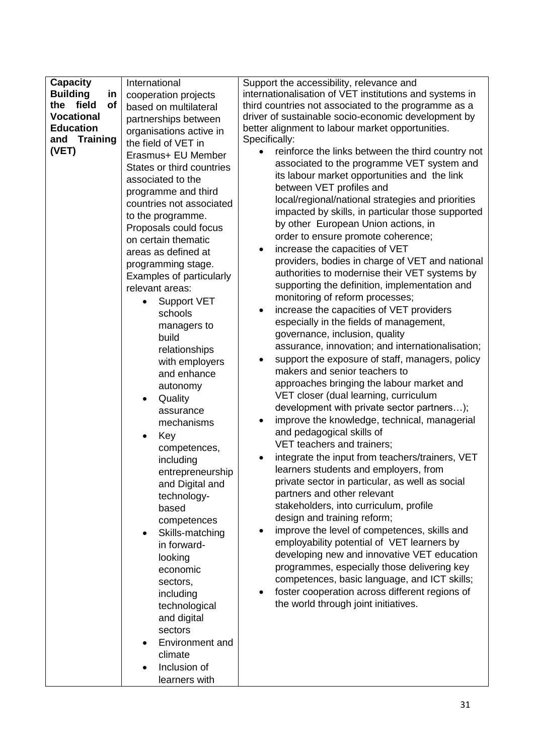| | | |
|---|---|---|
| **Capacity Building in the field of Vocational Education and Training (VET)** | International cooperation projects based on multilateral partnerships between organisations active in the field of VET in Erasmus+ EU Member States or third countries associated to the programme and third countries not associated to the programme. Proposals could focus on certain thematic areas as defined at programming stage. Examples of particularly relevant areas: <br>• Support VET schools managers to build relationships with employers and enhance autonomy <br>• Quality assurance mechanisms <br>• Key competences, including entrepreneurship and Digital and technology-based competences <br>• Skills-matching in forward-looking economic sectors, including technological and digital sectors <br>• Environment and climate <br>• Inclusion of learners with | Support the accessibility, relevance and internationalisation of VET institutions and systems in third countries not associated to the programme as a driver of sustainable socio-economic development by better alignment to labour market opportunities. <br>Specifically: <br>• reinforce the links between the third country not associated to the programme VET system and its labour market opportunities and the link between VET profiles and local/regional/national strategies and priorities impacted by skills, in particular those supported by other European Union actions, in order to ensure promote coherence; <br>• increase the capacities of VET providers, bodies in charge of VET and national authorities to modernise their VET systems by supporting the definition, implementation and monitoring of reform processes; <br>• increase the capacities of VET providers especially in the fields of management, governance, inclusion, quality assurance, innovation; and internationalisation; <br>• support the exposure of staff, managers, policy makers and senior teachers to approaches bringing the labour market and VET closer (dual learning, curriculum development with private sector partners…); <br>• improve the knowledge, technical, managerial and pedagogical skills of VET teachers and trainers; <br>• integrate the input from teachers/trainers, VET learners students and employers, from private sector in particular, as well as social partners and other relevant stakeholders, into curriculum, profile design and training reform; <br>• improve the level of competences, skills and employability potential of VET learners by developing new and innovative VET education programmes, especially those delivering key competences, basic language, and ICT skills; <br>• foster cooperation across different regions of the world through joint initiatives. |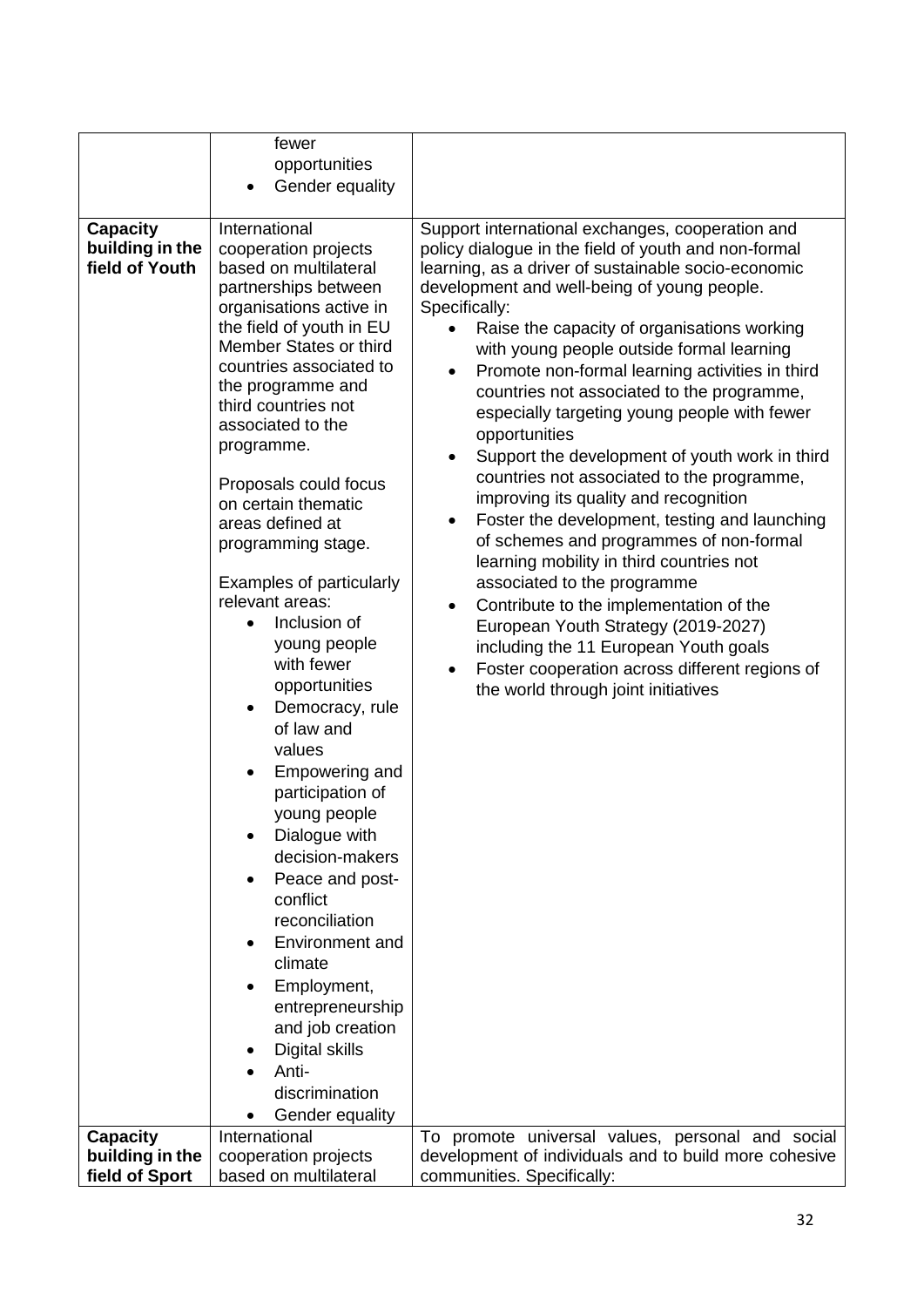| | | |
|---|---|---|
| | fewer opportunities<br>• Gender equality | |
| **Capacity building in the field of Youth** | International cooperation projects based on multilateral partnerships between organisations active in the field of youth in EU Member States or third countries associated to the programme and third countries not associated to the programme.<br><br>Proposals could focus on certain thematic areas defined at programming stage.<br><br>Examples of particularly relevant areas:<br>• Inclusion of young people with fewer opportunities<br>• Democracy, rule of law and values<br>• Empowering and participation of young people<br>• Dialogue with decision-makers<br>• Peace and post-conflict reconciliation<br>• Environment and climate<br>• Employment, entrepreneurship and job creation<br>• Digital skills<br>• Anti-discrimination<br>• Gender equality | Support international exchanges, cooperation and policy dialogue in the field of youth and non-formal learning, as a driver of sustainable socio-economic development and well-being of young people. Specifically:<br>• Raise the capacity of organisations working with young people outside formal learning<br>• Promote non-formal learning activities in third countries not associated to the programme, especially targeting young people with fewer opportunities<br>• Support the development of youth work in third countries not associated to the programme, improving its quality and recognition<br>• Foster the development, testing and launching of schemes and programmes of non-formal learning mobility in third countries not associated to the programme<br>• Contribute to the implementation of the European Youth Strategy (2019-2027) including the 11 European Youth goals<br>• Foster cooperation across different regions of the world through joint initiatives |
| **Capacity building in the field of Sport** | International cooperation projects based on multilateral | To promote universal values, personal and social development of individuals and to build more cohesive communities. Specifically: |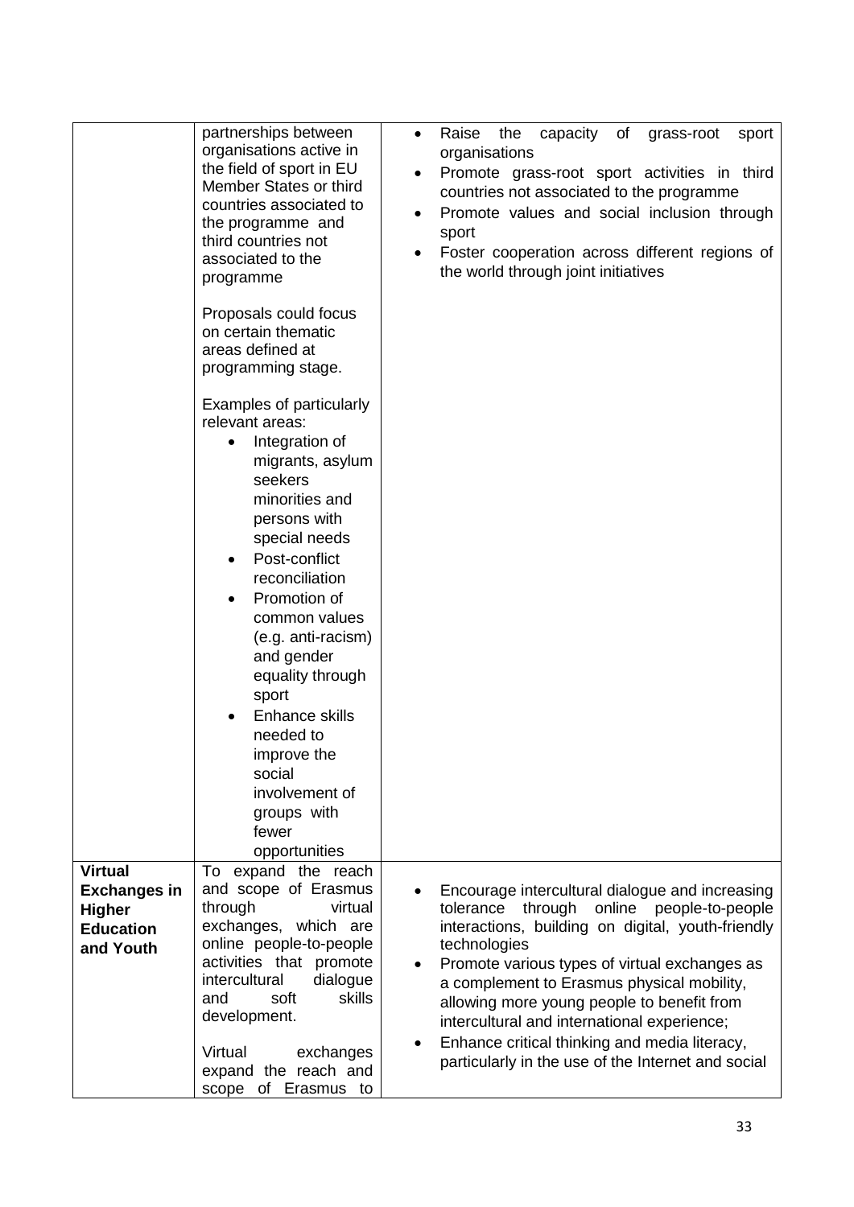| | | |
|---|---|---|
| | partnerships between organisations active in the field of sport in EU Member States or third countries associated to the programme and third countries not associated to the programme<br><br>Proposals could focus on certain thematic areas defined at programming stage.<br><br>Examples of particularly relevant areas:<br>• Integration of migrants, asylum seekers minorities and persons with special needs<br>• Post-conflict reconciliation<br>• Promotion of common values (e.g. anti-racism) and gender equality through sport<br>• Enhance skills needed to improve the social involvement of groups with fewer opportunities | • Raise the capacity of grass-root sport organisations<br>• Promote grass-root sport activities in third countries not associated to the programme<br>• Promote values and social inclusion through sport<br>• Foster cooperation across different regions of the world through joint initiatives |
| **Virtual Exchanges in Higher Education and Youth** | To expand the reach and scope of Erasmus through virtual exchanges, which are online people-to-people activities that promote intercultural dialogue and soft skills development.<br><br>Virtual exchanges expand the reach and scope of Erasmus to | • Encourage intercultural dialogue and increasing tolerance through online people-to-people interactions, building on digital, youth-friendly technologies<br>• Promote various types of virtual exchanges as a complement to Erasmus physical mobility, allowing more young people to benefit from intercultural and international experience;<br>• Enhance critical thinking and media literacy, particularly in the use of the Internet and social |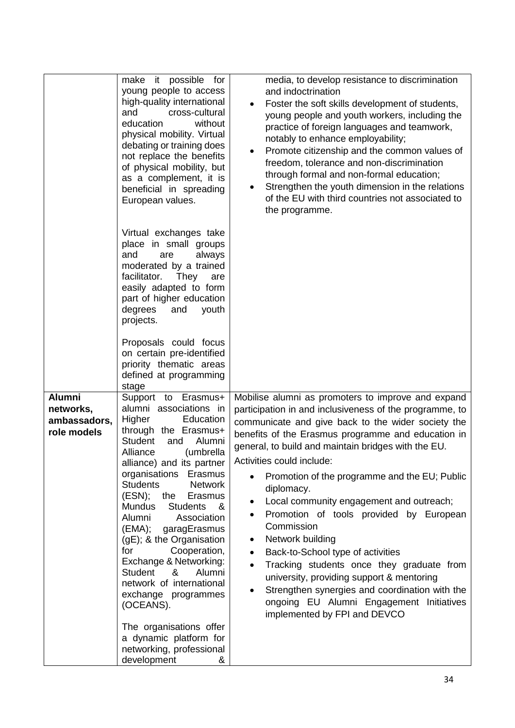| | | |
|---|---|---|
| | make it possible for young people to access high-quality international and cross-cultural education without physical mobility. Virtual debating or training does not replace the benefits of physical mobility, but as a complement, it is beneficial in spreading European values.<br><br>Virtual exchanges take place in small groups and are always moderated by a trained facilitator. They are easily adapted to form part of higher education degrees and youth projects.<br><br>Proposals could focus on certain pre-identified priority thematic areas defined at programming stage | media, to develop resistance to discrimination and indoctrination<br>• Foster the soft skills development of students, young people and youth workers, including the practice of foreign languages and teamwork, notably to enhance employability;<br>• Promote citizenship and the common values of freedom, tolerance and non-discrimination through formal and non-formal education;<br>• Strengthen the youth dimension in the relations of the EU with third countries not associated to the programme. |
| **Alumni networks, ambassadors, role models** | Support to Erasmus+ alumni associations in Higher Education through the Erasmus+ Student and Alumni Alliance (umbrella alliance) and its partner organisations Erasmus Students Network (ESN); the Erasmus Mundus Students & Alumni Association (EMA); garagErasmus (gE); & the Organisation for Cooperation, Exchange & Networking: Student & Alumni network of international exchange programmes (OCEANS).<br><br>The organisations offer a dynamic platform for networking, professional development & | Mobilise alumni as promoters to improve and expand participation in and inclusiveness of the programme, to communicate and give back to the wider society the benefits of the Erasmus programme and education in general, to build and maintain bridges with the EU.<br><br>Activities could include:<br>• Promotion of the programme and the EU; Public diplomacy.<br>• Local community engagement and outreach;<br>• Promotion of tools provided by European Commission<br>• Network building<br>• Back-to-School type of activities<br>• Tracking students once they graduate from university, providing support & mentoring<br>• Strengthen synergies and coordination with the ongoing EU Alumni Engagement Initiatives implemented by FPI and DEVCO |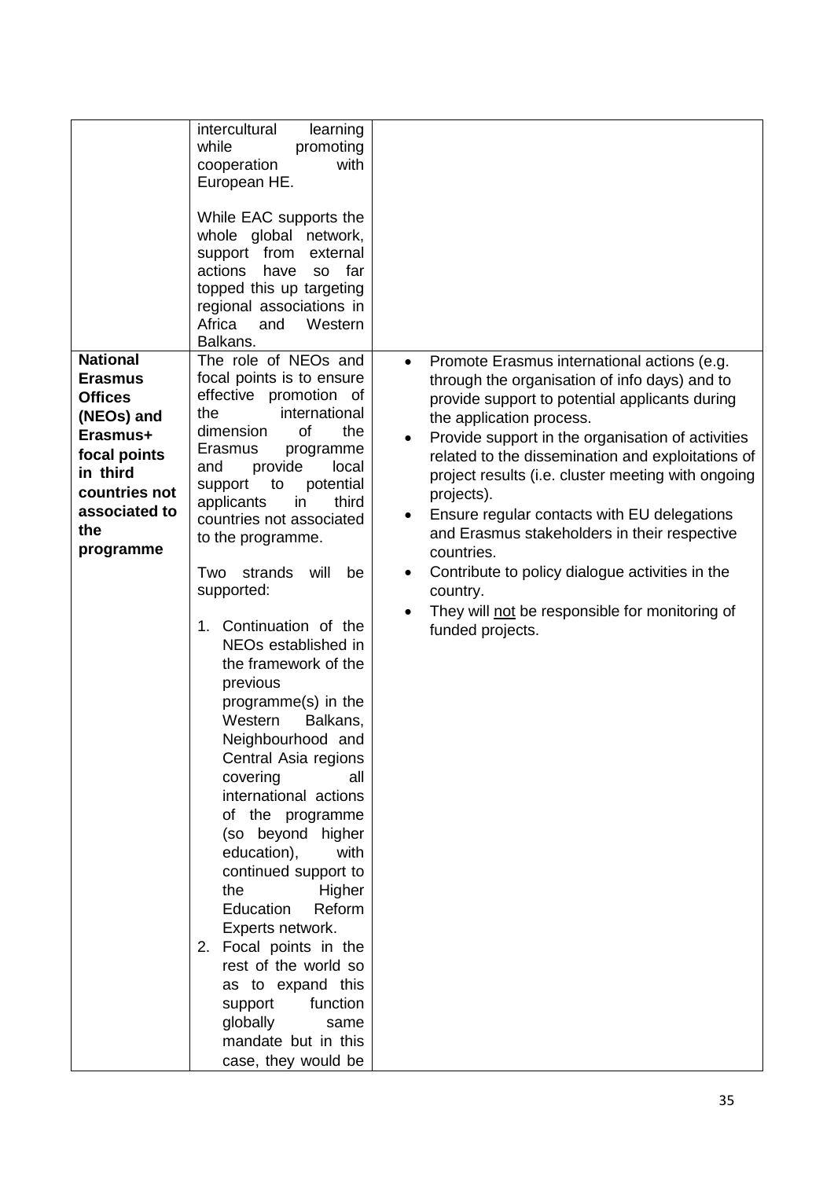| | | |
|---|---|---|
| | intercultural learning while promoting cooperation with European HE.<br><br>While EAC supports the whole global network, support from external actions have so far topped this up targeting regional associations in Africa and Western Balkans. | |
| **National Erasmus Offices (NEOs) and Erasmus+ focal points in third countries not associated to the programme** | The role of NEOs and focal points is to ensure effective promotion of the international dimension of the Erasmus programme and provide local support to potential applicants in third countries not associated to the programme.<br><br>Two strands will be supported:<br><br>1. Continuation of the NEOs established in the framework of the previous programme(s) in the Western Balkans, Neighbourhood and Central Asia regions covering all international actions of the programme (so beyond higher education), with continued support to the Higher Education Reform Experts network.<br>2. Focal points in the rest of the world so as to expand this support function globally same mandate but in this case, they would be | • Promote Erasmus international actions (e.g. through the organisation of info days) and to provide support to potential applicants during the application process.<br>• Provide support in the organisation of activities related to the dissemination and exploitations of project results (i.e. cluster meeting with ongoing projects).<br>• Ensure regular contacts with EU delegations and Erasmus stakeholders in their respective countries.<br>• Contribute to policy dialogue activities in the country.<br>• They will not be responsible for monitoring of funded projects. |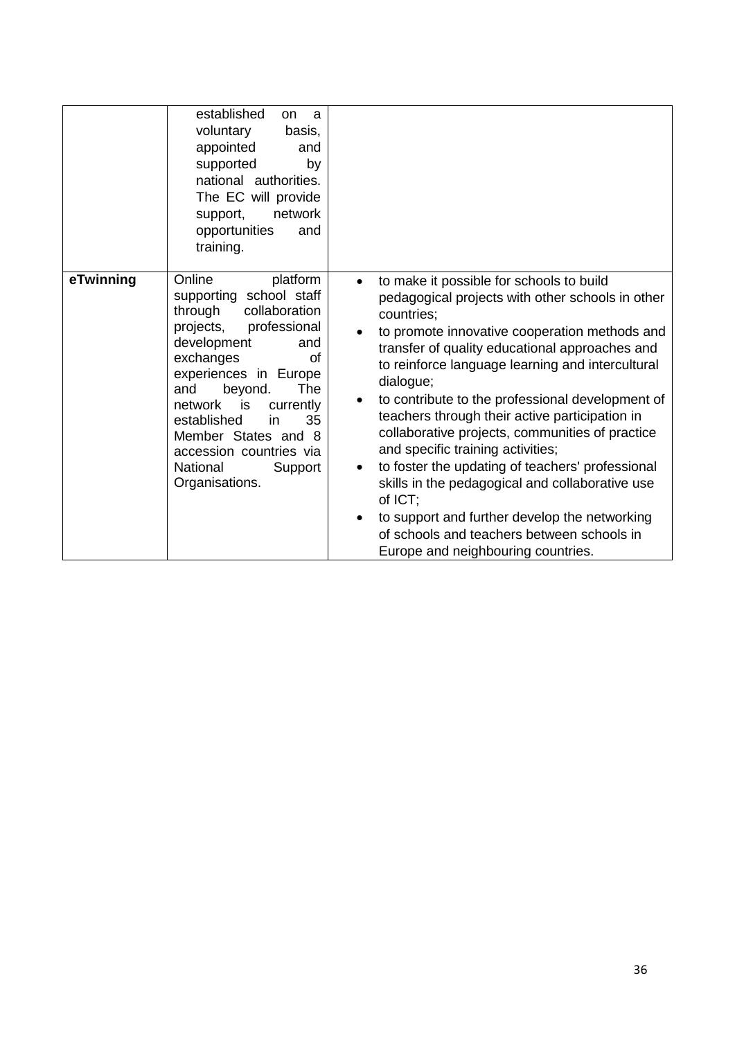| | | |
|---|---|---|
| | established on a voluntary basis, appointed and supported by national authorities. The EC will provide support, network opportunities and training. | |
| **eTwinning** | Online platform supporting school staff through collaboration projects, professional development and exchanges of experiences in Europe and beyond. The network is currently established in 35 Member States and 8 accession countries via National Support Organisations. | • to make it possible for schools to build pedagogical projects with other schools in other countries;<br>• to promote innovative cooperation methods and transfer of quality educational approaches and to reinforce language learning and intercultural dialogue;<br>• to contribute to the professional development of teachers through their active participation in collaborative projects, communities of practice and specific training activities;<br>• to foster the updating of teachers' professional skills in the pedagogical and collaborative use of ICT;<br>• to support and further develop the networking of schools and teachers between schools in Europe and neighbouring countries. |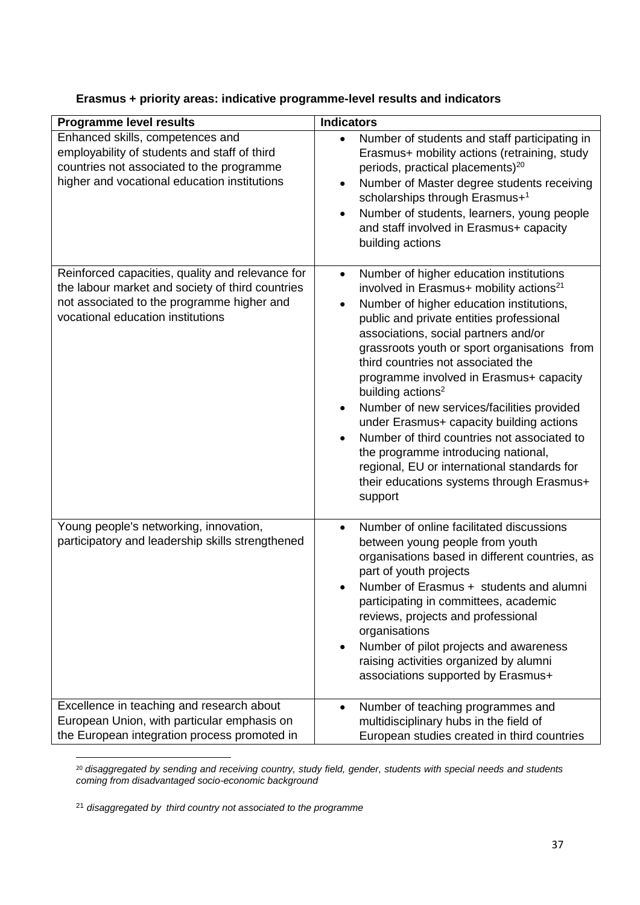**Erasmus + priority areas: indicative programme-level results and indicators**

| Programme level results | Indicators |
|---|---|
| Enhanced skills, competences and employability of students and staff of third countries not associated to the programme higher and vocational education institutions | • Number of students and staff participating in Erasmus+ mobility actions (retraining, study periods, practical placements)[20]<br>• Number of Master degree students receiving scholarships through Erasmus+[1]<br>• Number of students, learners, young people and staff involved in Erasmus+ capacity building actions |
| Reinforced capacities, quality and relevance for the labour market and society of third countries not associated to the programme higher and vocational education institutions | • Number of higher education institutions involved in Erasmus+ mobility actions[21]<br>• Number of higher education institutions, public and private entities professional associations, social partners and/or grassroots youth or sport organisations from third countries not associated the programme involved in Erasmus+ capacity building actions[2]<br>• Number of new services/facilities provided under Erasmus+ capacity building actions<br>• Number of third countries not associated to the programme introducing national, regional, EU or international standards for their educations systems through Erasmus+ support |
| Young people's networking, innovation, participatory and leadership skills strengthened | • Number of online facilitated discussions between young people from youth organisations based in different countries, as part of youth projects<br>• Number of Erasmus + students and alumni participating in committees, academic reviews, projects and professional organisations<br>• Number of pilot projects and awareness raising activities organized by alumni associations supported by Erasmus+ |
| Excellence in teaching and research about European Union, with particular emphasis on the European integration process promoted in | • Number of teaching programmes and multidisciplinary hubs in the field of European studies created in third countries |

[20] *disaggregated by sending and receiving country, study field, gender, students with special needs and students coming from disadvantaged socio-economic background*

[21] *disaggregated by third country not associated to the programme*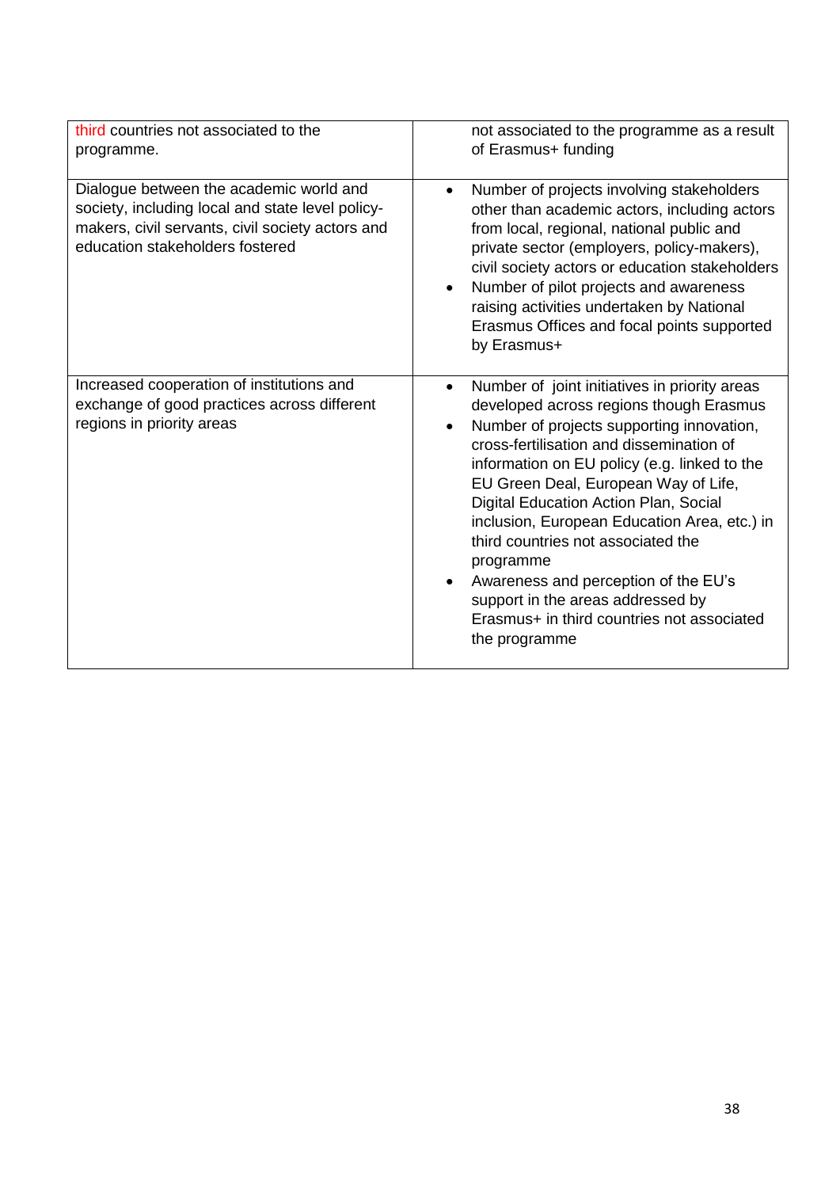| | |
|---|---|
| third countries not associated to the programme. | not associated to the programme as a result of Erasmus+ funding |
| Dialogue between the academic world and society, including local and state level policy-makers, civil servants, civil society actors and education stakeholders fostered | • Number of projects involving stakeholders other than academic actors, including actors from local, regional, national public and private sector (employers, policy-makers), civil society actors or education stakeholders<br>• Number of pilot projects and awareness raising activities undertaken by National Erasmus Offices and focal points supported by Erasmus+ |
| Increased cooperation of institutions and exchange of good practices across different regions in priority areas | • Number of joint initiatives in priority areas developed across regions though Erasmus<br>• Number of projects supporting innovation, cross-fertilisation and dissemination of information on EU policy (e.g. linked to the EU Green Deal, European Way of Life, Digital Education Action Plan, Social inclusion, European Education Area, etc.) in third countries not associated the programme<br>• Awareness and perception of the EU's support in the areas addressed by Erasmus+ in third countries not associated the programme |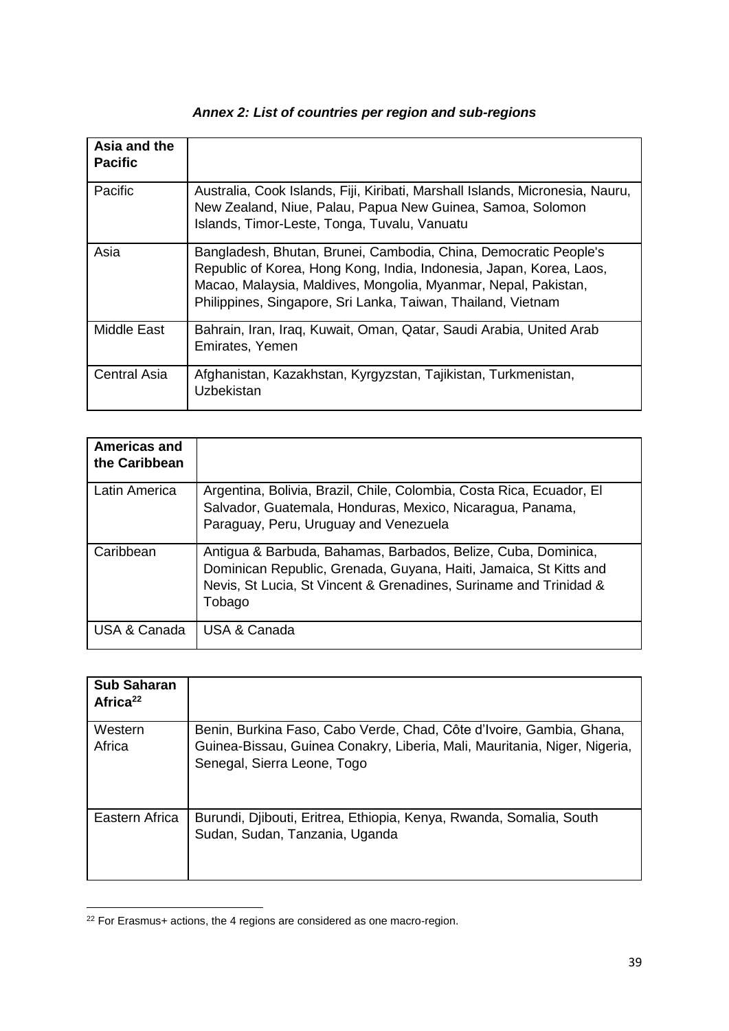***Annex 2: List of countries per region and sub-regions***

| **Asia and the Pacific** | |
|---|---|
| Pacific | Australia, Cook Islands, Fiji, Kiribati, Marshall Islands, Micronesia, Nauru, New Zealand, Niue, Palau, Papua New Guinea, Samoa, Solomon Islands, Timor-Leste, Tonga, Tuvalu, Vanuatu |
| Asia | Bangladesh, Bhutan, Brunei, Cambodia, China, Democratic People's Republic of Korea, Hong Kong, India, Indonesia, Japan, Korea, Laos, Macao, Malaysia, Maldives, Mongolia, Myanmar, Nepal, Pakistan, Philippines, Singapore, Sri Lanka, Taiwan, Thailand, Vietnam |
| Middle East | Bahrain, Iran, Iraq, Kuwait, Oman, Qatar, Saudi Arabia, United Arab Emirates, Yemen |
| Central Asia | Afghanistan, Kazakhstan, Kyrgyzstan, Tajikistan, Turkmenistan, Uzbekistan |

| **Americas and the Caribbean** | |
|---|---|
| Latin America | Argentina, Bolivia, Brazil, Chile, Colombia, Costa Rica, Ecuador, El Salvador, Guatemala, Honduras, Mexico, Nicaragua, Panama, Paraguay, Peru, Uruguay and Venezuela |
| Caribbean | Antigua & Barbuda, Bahamas, Barbados, Belize, Cuba, Dominica, Dominican Republic, Grenada, Guyana, Haiti, Jamaica, St Kitts and Nevis, St Lucia, St Vincent & Grenadines, Suriname and Trinidad & Tobago |
| USA & Canada | USA & Canada |

| **Sub Saharan Africa[22]** | |
|---|---|
| Western Africa | Benin, Burkina Faso, Cabo Verde, Chad, Côte d'Ivoire, Gambia, Ghana, Guinea-Bissau, Guinea Conakry, Liberia, Mali, Mauritania, Niger, Nigeria, Senegal, Sierra Leone, Togo |
| Eastern Africa | Burundi, Djibouti, Eritrea, Ethiopia, Kenya, Rwanda, Somalia, South Sudan, Sudan, Tanzania, Uganda |

[22] For Erasmus+ actions, the 4 regions are considered as one macro-region.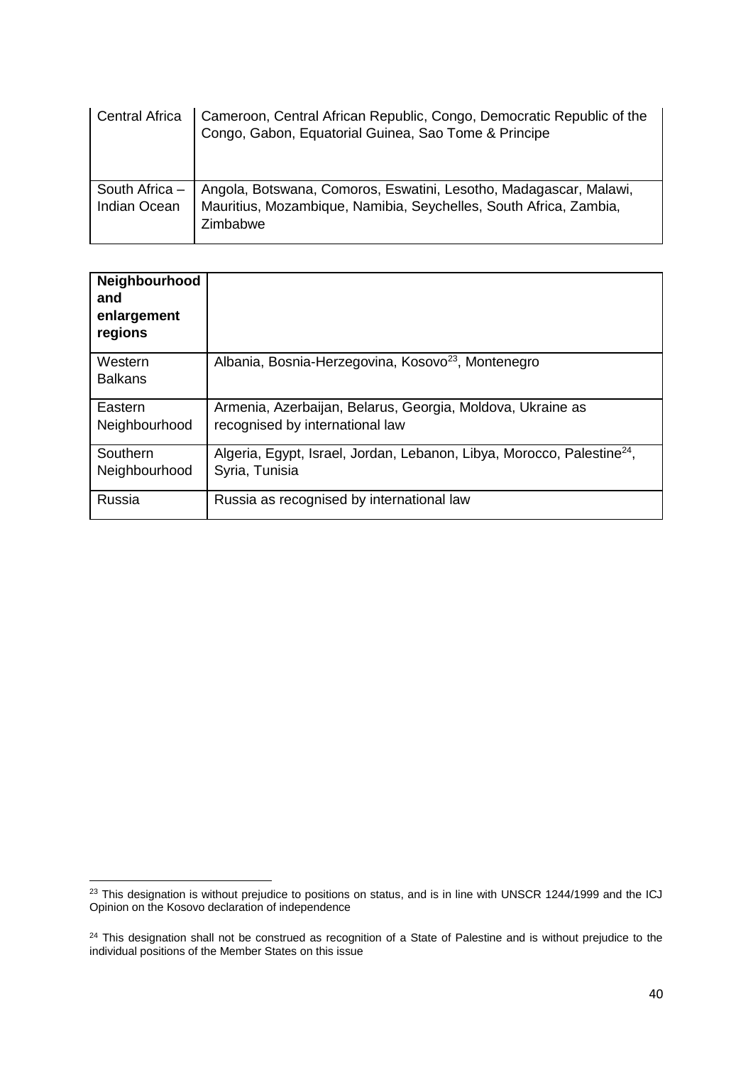| | |
|---|---|
| Central Africa | Cameroon, Central African Republic, Congo, Democratic Republic of the Congo, Gabon, Equatorial Guinea, Sao Tome & Principe |
| South Africa – Indian Ocean | Angola, Botswana, Comoros, Eswatini, Lesotho, Madagascar, Malawi, Mauritius, Mozambique, Namibia, Seychelles, South Africa, Zambia, Zimbabwe |

| **Neighbourhood and enlargement regions** | |
|---|---|
| Western Balkans | Albania, Bosnia-Herzegovina, Kosovo[23], Montenegro |
| Eastern Neighbourhood | Armenia, Azerbaijan, Belarus, Georgia, Moldova, Ukraine as recognised by international law |
| Southern Neighbourhood | Algeria, Egypt, Israel, Jordan, Lebanon, Libya, Morocco, Palestine[24], Syria, Tunisia |
| Russia | Russia as recognised by international law |

[23] This designation is without prejudice to positions on status, and is in line with UNSCR 1244/1999 and the ICJ Opinion on the Kosovo declaration of independence

[24] This designation shall not be construed as recognition of a State of Palestine and is without prejudice to the individual positions of the Member States on this issue